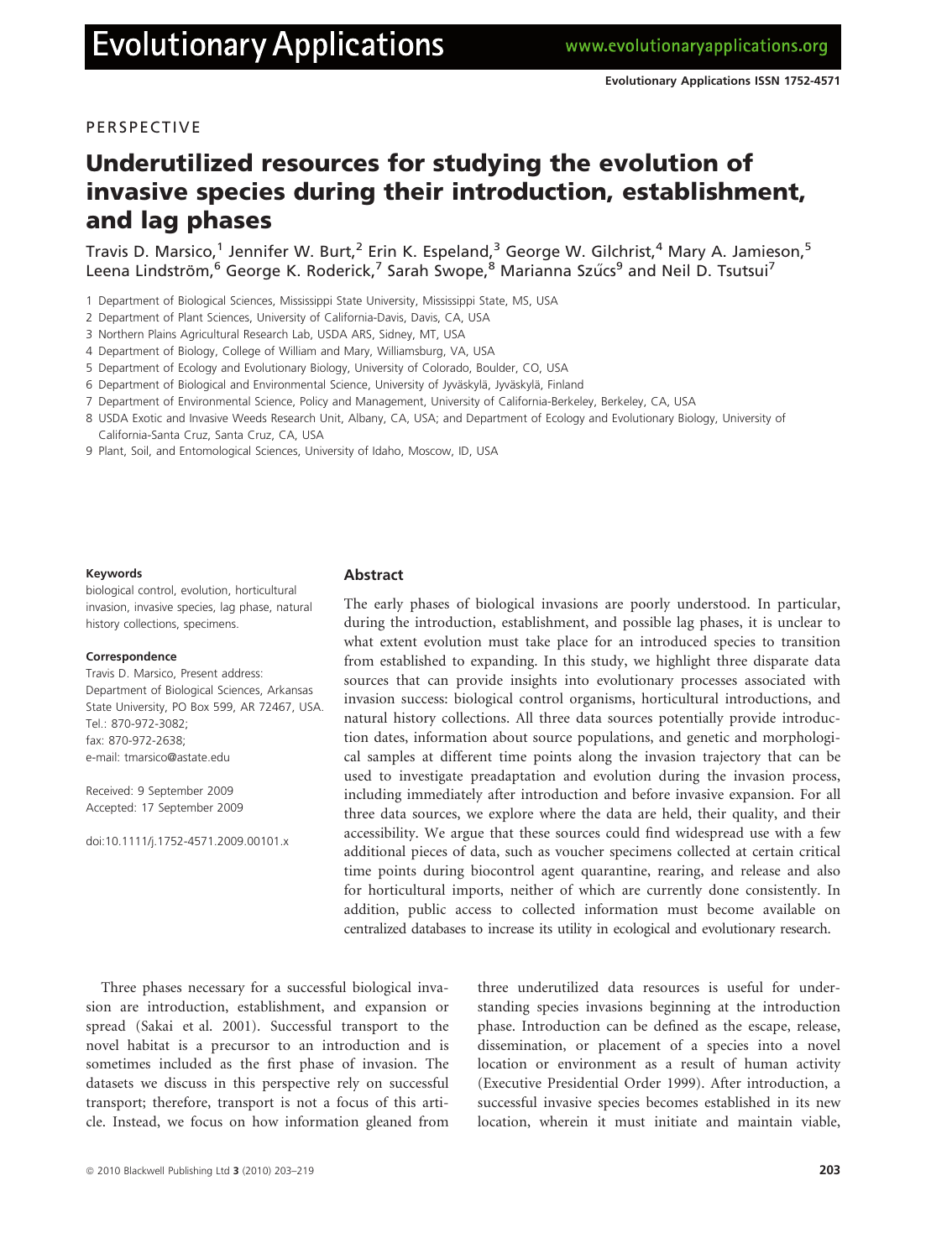PERSPECTIVE

# Underutilized resources for studying the evolution of invasive species during their introduction, establishment, and lag phases

Travis D. Marsico,[1] Jennifer W. Burt,[2] Erin K. Espeland,[3] George W. Gilchrist,[4] Mary A. Jamieson,[5] Leena Lindström,[6] George K. Roderick,[7] Sarah Swope,[8] Marianna Szűcs[9] and Neil D. Tsutsui[7]

1 Department of Biological Sciences, Mississippi State University, Mississippi State, MS, USA
2 Department of Plant Sciences, University of California-Davis, Davis, CA, USA
3 Northern Plains Agricultural Research Lab, USDA ARS, Sidney, MT, USA
4 Department of Biology, College of William and Mary, Williamsburg, VA, USA
5 Department of Ecology and Evolutionary Biology, University of Colorado, Boulder, CO, USA
6 Department of Biological and Environmental Science, University of Jyväskylä, Jyväskylä, Finland
7 Department of Environmental Science, Policy and Management, University of California-Berkeley, Berkeley, CA, USA
8 USDA Exotic and Invasive Weeds Research Unit, Albany, CA, USA; and Department of Ecology and Evolutionary Biology, University of California-Santa Cruz, Santa Cruz, CA, USA
9 Plant, Soil, and Entomological Sciences, University of Idaho, Moscow, ID, USA

**Keywords**
biological control, evolution, horticultural invasion, invasive species, lag phase, natural history collections, specimens.

**Correspondence**
Travis D. Marsico, Present address: Department of Biological Sciences, Arkansas State University, PO Box 599, AR 72467, USA.
Tel.: 870-972-3082;
fax: 870-972-2638;
e-mail: tmarsico@astate.edu

Received: 9 September 2009
Accepted: 17 September 2009

doi:10.1111/j.1752-4571.2009.00101.x

## Abstract

The early phases of biological invasions are poorly understood. In particular, during the introduction, establishment, and possible lag phases, it is unclear to what extent evolution must take place for an introduced species to transition from established to expanding. In this study, we highlight three disparate data sources that can provide insights into evolutionary processes associated with invasion success: biological control organisms, horticultural introductions, and natural history collections. All three data sources potentially provide introduction dates, information about source populations, and genetic and morphological samples at different time points along the invasion trajectory that can be used to investigate preadaptation and evolution during the invasion process, including immediately after introduction and before invasive expansion. For all three data sources, we explore where the data are held, their quality, and their accessibility. We argue that these sources could find widespread use with a few additional pieces of data, such as voucher specimens collected at certain critical time points during biocontrol agent quarantine, rearing, and release and also for horticultural imports, neither of which are currently done consistently. In addition, public access to collected information must become available on centralized databases to increase its utility in ecological and evolutionary research.

Three phases necessary for a successful biological invasion are introduction, establishment, and expansion or spread (Sakai et al. 2001). Successful transport to the novel habitat is a precursor to an introduction and is sometimes included as the first phase of invasion. The datasets we discuss in this perspective rely on successful transport; therefore, transport is not a focus of this article. Instead, we focus on how information gleaned from three underutilized data resources is useful for understanding species invasions beginning at the introduction phase. Introduction can be defined as the escape, release, dissemination, or placement of a species into a novel location or environment as a result of human activity (Executive Presidential Order 1999). After introduction, a successful invasive species becomes established in its new location, wherein it must initiate and maintain viable,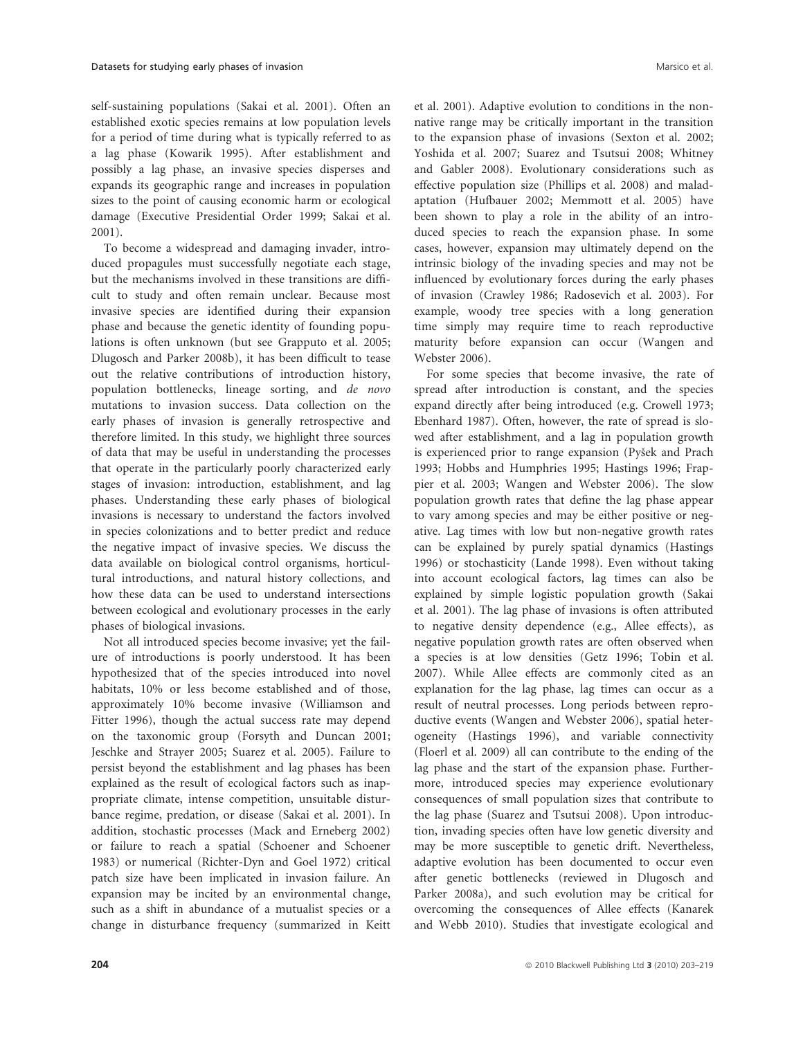self-sustaining populations (Sakai et al. 2001). Often an established exotic species remains at low population levels for a period of time during what is typically referred to as a lag phase (Kowarik 1995). After establishment and possibly a lag phase, an invasive species disperses and expands its geographic range and increases in population sizes to the point of causing economic harm or ecological damage (Executive Presidential Order 1999; Sakai et al. 2001).

To become a widespread and damaging invader, introduced propagules must successfully negotiate each stage, but the mechanisms involved in these transitions are difficult to study and often remain unclear. Because most invasive species are identified during their expansion phase and because the genetic identity of founding populations is often unknown (but see Grapputo et al. 2005; Dlugosch and Parker 2008b), it has been difficult to tease out the relative contributions of introduction history, population bottlenecks, lineage sorting, and *de novo* mutations to invasion success. Data collection on the early phases of invasion is generally retrospective and therefore limited. In this study, we highlight three sources of data that may be useful in understanding the processes that operate in the particularly poorly characterized early stages of invasion: introduction, establishment, and lag phases. Understanding these early phases of biological invasions is necessary to understand the factors involved in species colonizations and to better predict and reduce the negative impact of invasive species. We discuss the data available on biological control organisms, horticultural introductions, and natural history collections, and how these data can be used to understand intersections between ecological and evolutionary processes in the early phases of biological invasions.

Not all introduced species become invasive; yet the failure of introductions is poorly understood. It has been hypothesized that of the species introduced into novel habitats, 10% or less become established and of those, approximately 10% become invasive (Williamson and Fitter 1996), though the actual success rate may depend on the taxonomic group (Forsyth and Duncan 2001; Jeschke and Strayer 2005; Suarez et al. 2005). Failure to persist beyond the establishment and lag phases has been explained as the result of ecological factors such as inappropriate climate, intense competition, unsuitable disturbance regime, predation, or disease (Sakai et al. 2001). In addition, stochastic processes (Mack and Erneberg 2002) or failure to reach a spatial (Schoener and Schoener 1983) or numerical (Richter-Dyn and Goel 1972) critical patch size have been implicated in invasion failure. An expansion may be incited by an environmental change, such as a shift in abundance of a mutualist species or a change in disturbance frequency (summarized in Keitt et al. 2001). Adaptive evolution to conditions in the non-native range may be critically important in the transition to the expansion phase of invasions (Sexton et al. 2002; Yoshida et al. 2007; Suarez and Tsutsui 2008; Whitney and Gabler 2008). Evolutionary considerations such as effective population size (Phillips et al. 2008) and maladaptation (Hufbauer 2002; Memmott et al. 2005) have been shown to play a role in the ability of an introduced species to reach the expansion phase. In some cases, however, expansion may ultimately depend on the intrinsic biology of the invading species and may not be influenced by evolutionary forces during the early phases of invasion (Crawley 1986; Radosevich et al. 2003). For example, woody tree species with a long generation time simply may require time to reach reproductive maturity before expansion can occur (Wangen and Webster 2006).

For some species that become invasive, the rate of spread after introduction is constant, and the species expand directly after being introduced (e.g. Crowell 1973; Ebenhard 1987). Often, however, the rate of spread is slowed after establishment, and a lag in population growth is experienced prior to range expansion (Pyšek and Prach 1993; Hobbs and Humphries 1995; Hastings 1996; Frappier et al. 2003; Wangen and Webster 2006). The slow population growth rates that define the lag phase appear to vary among species and may be either positive or negative. Lag times with low but non-negative growth rates can be explained by purely spatial dynamics (Hastings 1996) or stochasticity (Lande 1998). Even without taking into account ecological factors, lag times can also be explained by simple logistic population growth (Sakai et al. 2001). The lag phase of invasions is often attributed to negative density dependence (e.g., Allee effects), as negative population growth rates are often observed when a species is at low densities (Getz 1996; Tobin et al. 2007). While Allee effects are commonly cited as an explanation for the lag phase, lag times can occur as a result of neutral processes. Long periods between reproductive events (Wangen and Webster 2006), spatial heterogeneity (Hastings 1996), and variable connectivity (Floerl et al. 2009) all can contribute to the ending of the lag phase and the start of the expansion phase. Furthermore, introduced species may experience evolutionary consequences of small population sizes that contribute to the lag phase (Suarez and Tsutsui 2008). Upon introduction, invading species often have low genetic diversity and may be more susceptible to genetic drift. Nevertheless, adaptive evolution has been documented to occur even after genetic bottlenecks (reviewed in Dlugosch and Parker 2008a), and such evolution may be critical for overcoming the consequences of Allee effects (Kanarek and Webb 2010). Studies that investigate ecological and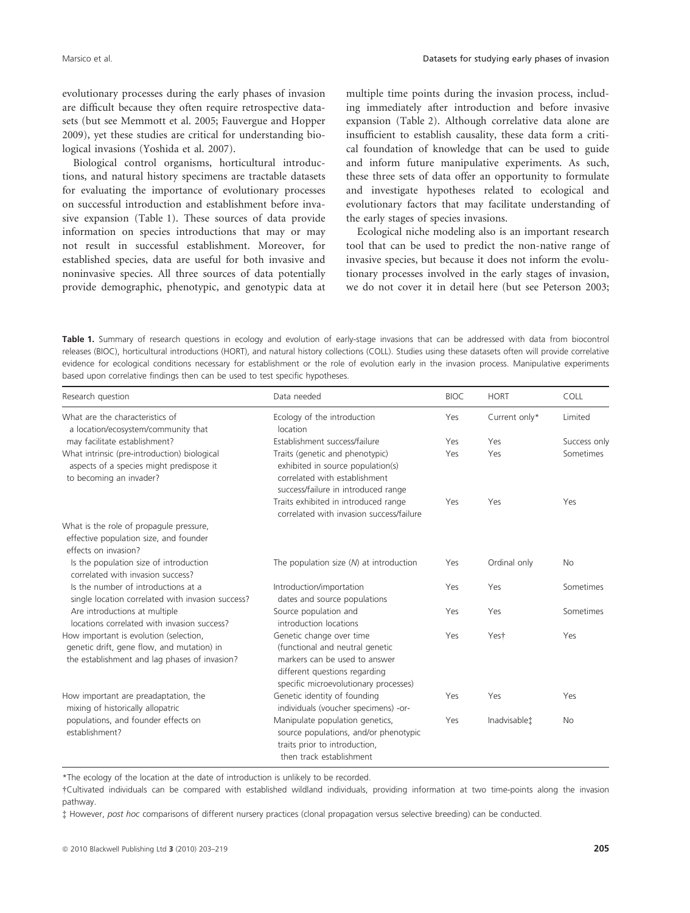evolutionary processes during the early phases of invasion are difficult because they often require retrospective datasets (but see Memmott et al. 2005; Fauvergue and Hopper 2009), yet these studies are critical for understanding biological invasions (Yoshida et al. 2007).

Biological control organisms, horticultural introductions, and natural history specimens are tractable datasets for evaluating the importance of evolutionary processes on successful introduction and establishment before invasive expansion (Table 1). These sources of data provide information on species introductions that may or may not result in successful establishment. Moreover, for established species, data are useful for both invasive and noninvasive species. All three sources of data potentially provide demographic, phenotypic, and genotypic data at multiple time points during the invasion process, including immediately after introduction and before invasive expansion (Table 2). Although correlative data alone are insufficient to establish causality, these data form a critical foundation of knowledge that can be used to guide and inform future manipulative experiments. As such, these three sets of data offer an opportunity to formulate and investigate hypotheses related to ecological and evolutionary factors that may facilitate understanding of the early stages of species invasions.

Ecological niche modeling also is an important research tool that can be used to predict the non-native range of invasive species, but because it does not inform the evolutionary processes involved in the early stages of invasion, we do not cover it in detail here (but see Peterson 2003;

**Table 1.** Summary of research questions in ecology and evolution of early-stage invasions that can be addressed with data from biocontrol releases (BIOC), horticultural introductions (HORT), and natural history collections (COLL). Studies using these datasets often will provide correlative evidence for ecological conditions necessary for establishment or the role of evolution early in the invasion process. Manipulative experiments based upon correlative findings then can be used to test specific hypotheses.

| Research question | Data needed | BIOC | HORT | COLL |
|---|---|---|---|---|
| What are the characteristics of a location/ecosystem/community that may facilitate establishment? | Ecology of the introduction location | Yes | Current only* | Limited |
| | Establishment success/failure | Yes | Yes | Success only |
| What intrinsic (pre-introduction) biological aspects of a species might predispose it to becoming an invader? | Traits (genetic and phenotypic) exhibited in source population(s) correlated with establishment success/failure in introduced range | Yes | Yes | Sometimes |
| | Traits exhibited in introduced range correlated with invasion success/failure | Yes | Yes | Yes |
| What is the role of propagule pressure, effective population size, and founder effects on invasion? | | | | |
| Is the population size of introduction correlated with invasion success? | The population size (*N*) at introduction | Yes | Ordinal only | No |
| Is the number of introductions at a single location correlated with invasion success? | Introduction/importation dates and source populations | Yes | Yes | Sometimes |
| Are introductions at multiple locations correlated with invasion success? | Source population and introduction locations | Yes | Yes | Sometimes |
| How important is evolution (selection, genetic drift, gene flow, and mutation) in the establishment and lag phases of invasion? | Genetic change over time (functional and neutral genetic markers can be used to answer different questions regarding specific microevolutionary processes) | Yes | Yes† | Yes |
| How important are preadaptation, the mixing of historically allopatric populations, and founder effects on establishment? | Genetic identity of founding individuals (voucher specimens) -or- | Yes | Yes | Yes |
| | Manipulate population genetics, source populations, and/or phenotypic traits prior to introduction, then track establishment | Yes | Inadvisable‡ | No |

*The ecology of the location at the date of introduction is unlikely to be recorded.

†Cultivated individuals can be compared with established wildland individuals, providing information at two time-points along the invasion pathway.

‡ However, *post hoc* comparisons of different nursery practices (clonal propagation versus selective breeding) can be conducted.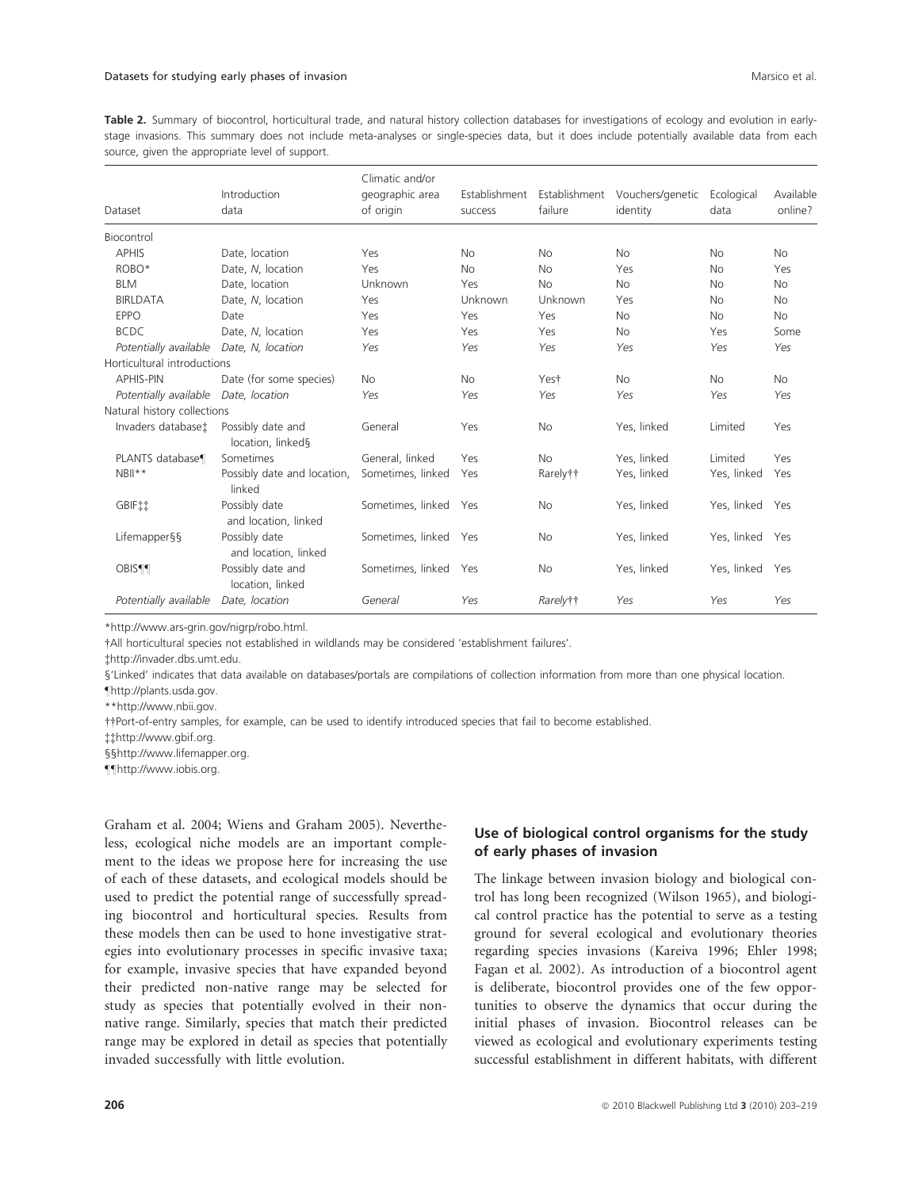**Table 2.** Summary of biocontrol, horticultural trade, and natural history collection databases for investigations of ecology and evolution in early-stage invasions. This summary does not include meta-analyses or single-species data, but it does include potentially available data from each source, given the appropriate level of support.

| Dataset | Introduction data | Climatic and/or geographic area of origin | Establishment success | Establishment failure | Vouchers/genetic identity | Ecological data | Available online? |
|---|---|---|---|---|---|---|---|
| Biocontrol | | | | | | | |
| APHIS | Date, location | Yes | No | No | No | No | No |
| ROBO* | Date, *N*, location | Yes | No | No | Yes | No | Yes |
| BLM | Date, location | Unknown | Yes | No | No | No | No |
| BIRLDATA | Date, *N*, location | Yes | Unknown | Unknown | Yes | No | No |
| EPPO | Date | Yes | Yes | Yes | No | No | No |
| BCDC | Date, *N*, location | Yes | Yes | Yes | No | Yes | Some |
| *Potentially available* | *Date, N, location* | *Yes* | *Yes* | *Yes* | *Yes* | *Yes* | *Yes* |
| Horticultural introductions | | | | | | | |
| APHIS-PIN | Date (for some species) | No | No | Yes† | No | No | No |
| *Potentially available* | *Date, location* | *Yes* | *Yes* | *Yes* | *Yes* | *Yes* | *Yes* |
| Natural history collections | | | | | | | |
| Invaders database‡ | Possibly date and location, linked§ | General | Yes | No | Yes, linked | Limited | Yes |
| PLANTS database¶ | Sometimes | General, linked | Yes | No | Yes, linked | Limited | Yes |
| NBII** | Possibly date and location, linked | Sometimes, linked | Yes | Rarely†† | Yes, linked | Yes, linked | Yes |
| GBIF‡‡ | Possibly date and location, linked | Sometimes, linked | Yes | No | Yes, linked | Yes, linked | Yes |
| Lifemapper§§ | Possibly date and location, linked | Sometimes, linked | Yes | No | Yes, linked | Yes, linked | Yes |
| OBIS¶¶ | Possibly date and location, linked | Sometimes, linked | Yes | No | Yes, linked | Yes, linked | Yes |
| *Potentially available* | *Date, location* | *General* | *Yes* | *Rarely††* | *Yes* | *Yes* | *Yes* |

*http://www.ars-grin.gov/nigrp/robo.html.

†All horticultural species not established in wildlands may be considered 'establishment failures'.

‡http://invader.dbs.umt.edu.

§'Linked' indicates that data available on databases/portals are compilations of collection information from more than one physical location.

¶http://plants.usda.gov.

**http://www.nbii.gov.

††Port-of-entry samples, for example, can be used to identify introduced species that fail to become established.

‡‡http://www.gbif.org.

§§http://www.lifemapper.org.

¶¶http://www.iobis.org.

Graham et al. 2004; Wiens and Graham 2005). Nevertheless, ecological niche models are an important complement to the ideas we propose here for increasing the use of each of these datasets, and ecological models should be used to predict the potential range of successfully spreading biocontrol and horticultural species. Results from these models then can be used to hone investigative strategies into evolutionary processes in specific invasive taxa; for example, invasive species that have expanded beyond their predicted non-native range may be selected for study as species that potentially evolved in their non-native range. Similarly, species that match their predicted range may be explored in detail as species that potentially invaded successfully with little evolution.

## Use of biological control organisms for the study of early phases of invasion

The linkage between invasion biology and biological control has long been recognized (Wilson 1965), and biological control practice has the potential to serve as a testing ground for several ecological and evolutionary theories regarding species invasions (Kareiva 1996; Ehler 1998; Fagan et al. 2002). As introduction of a biocontrol agent is deliberate, biocontrol provides one of the few opportunities to observe the dynamics that occur during the initial phases of invasion. Biocontrol releases can be viewed as ecological and evolutionary experiments testing successful establishment in different habitats, with different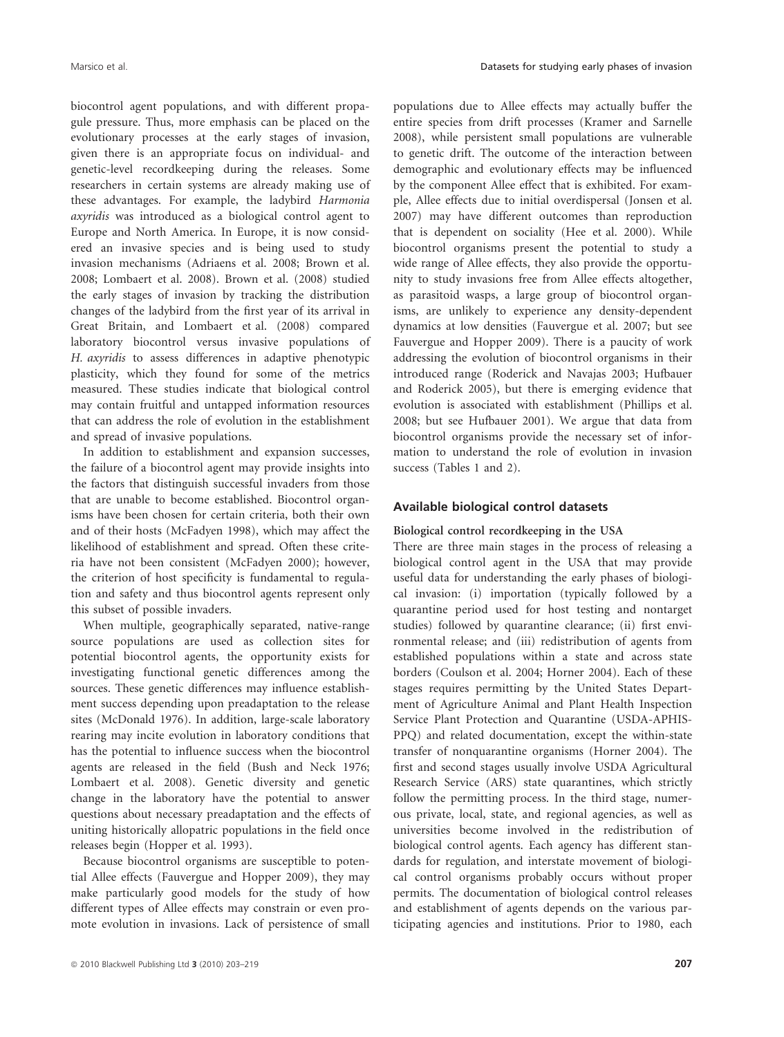biocontrol agent populations, and with different propagule pressure. Thus, more emphasis can be placed on the evolutionary processes at the early stages of invasion, given there is an appropriate focus on individual- and genetic-level recordkeeping during the releases. Some researchers in certain systems are already making use of these advantages. For example, the ladybird *Harmonia axyridis* was introduced as a biological control agent to Europe and North America. In Europe, it is now considered an invasive species and is being used to study invasion mechanisms (Adriaens et al. 2008; Brown et al. 2008; Lombaert et al. 2008). Brown et al. (2008) studied the early stages of invasion by tracking the distribution changes of the ladybird from the first year of its arrival in Great Britain, and Lombaert et al. (2008) compared laboratory biocontrol versus invasive populations of *H. axyridis* to assess differences in adaptive phenotypic plasticity, which they found for some of the metrics measured. These studies indicate that biological control may contain fruitful and untapped information resources that can address the role of evolution in the establishment and spread of invasive populations.

In addition to establishment and expansion successes, the failure of a biocontrol agent may provide insights into the factors that distinguish successful invaders from those that are unable to become established. Biocontrol organisms have been chosen for certain criteria, both their own and of their hosts (McFadyen 1998), which may affect the likelihood of establishment and spread. Often these criteria have not been consistent (McFadyen 2000); however, the criterion of host specificity is fundamental to regulation and safety and thus biocontrol agents represent only this subset of possible invaders.

When multiple, geographically separated, native-range source populations are used as collection sites for potential biocontrol agents, the opportunity exists for investigating functional genetic differences among the sources. These genetic differences may influence establishment success depending upon preadaptation to the release sites (McDonald 1976). In addition, large-scale laboratory rearing may incite evolution in laboratory conditions that has the potential to influence success when the biocontrol agents are released in the field (Bush and Neck 1976; Lombaert et al. 2008). Genetic diversity and genetic change in the laboratory have the potential to answer questions about necessary preadaptation and the effects of uniting historically allopatric populations in the field once releases begin (Hopper et al. 1993).

Because biocontrol organisms are susceptible to potential Allee effects (Fauvergue and Hopper 2009), they may make particularly good models for the study of how different types of Allee effects may constrain or even promote evolution in invasions. Lack of persistence of small populations due to Allee effects may actually buffer the entire species from drift processes (Kramer and Sarnelle 2008), while persistent small populations are vulnerable to genetic drift. The outcome of the interaction between demographic and evolutionary effects may be influenced by the component Allee effect that is exhibited. For example, Allee effects due to initial overdispersal (Jonsen et al. 2007) may have different outcomes than reproduction that is dependent on sociality (Hee et al. 2000). While biocontrol organisms present the potential to study a wide range of Allee effects, they also provide the opportunity to study invasions free from Allee effects altogether, as parasitoid wasps, a large group of biocontrol organisms, are unlikely to experience any density-dependent dynamics at low densities (Fauvergue et al. 2007; but see Fauvergue and Hopper 2009). There is a paucity of work addressing the evolution of biocontrol organisms in their introduced range (Roderick and Navajas 2003; Hufbauer and Roderick 2005), but there is emerging evidence that evolution is associated with establishment (Phillips et al. 2008; but see Hufbauer 2001). We argue that data from biocontrol organisms provide the necessary set of information to understand the role of evolution in invasion success (Tables 1 and 2).

## Available biological control datasets

### Biological control recordkeeping in the USA

There are three main stages in the process of releasing a biological control agent in the USA that may provide useful data for understanding the early phases of biological invasion: (i) importation (typically followed by a quarantine period used for host testing and nontarget studies) followed by quarantine clearance; (ii) first environmental release; and (iii) redistribution of agents from established populations within a state and across state borders (Coulson et al. 2004; Horner 2004). Each of these stages requires permitting by the United States Department of Agriculture Animal and Plant Health Inspection Service Plant Protection and Quarantine (USDA-APHIS-PPQ) and related documentation, except the within-state transfer of nonquarantine organisms (Horner 2004). The first and second stages usually involve USDA Agricultural Research Service (ARS) state quarantines, which strictly follow the permitting process. In the third stage, numerous private, local, state, and regional agencies, as well as universities become involved in the redistribution of biological control agents. Each agency has different standards for regulation, and interstate movement of biological control organisms probably occurs without proper permits. The documentation of biological control releases and establishment of agents depends on the various participating agencies and institutions. Prior to 1980, each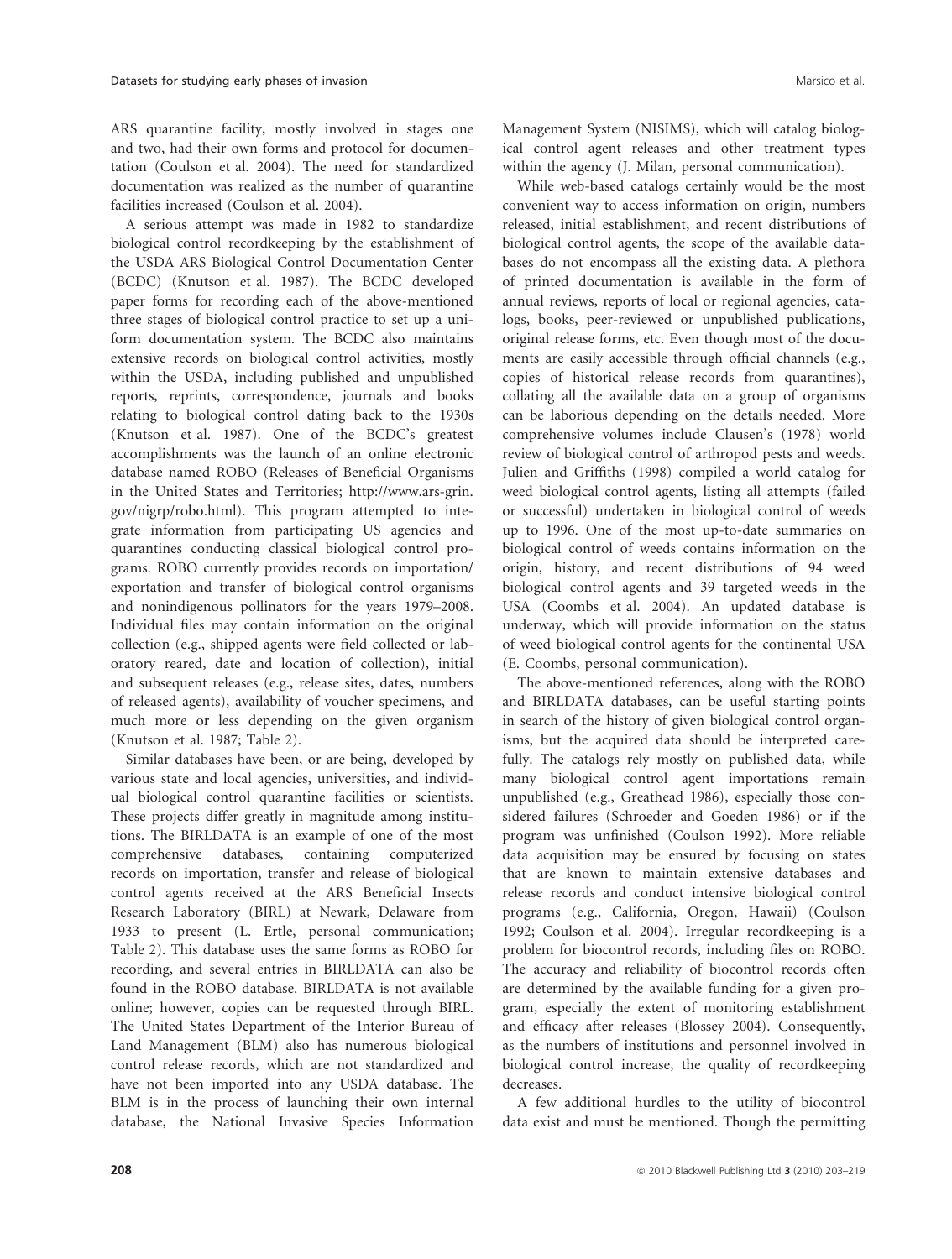ARS quarantine facility, mostly involved in stages one and two, had their own forms and protocol for documentation (Coulson et al. 2004). The need for standardized documentation was realized as the number of quarantine facilities increased (Coulson et al. 2004).

A serious attempt was made in 1982 to standardize biological control recordkeeping by the establishment of the USDA ARS Biological Control Documentation Center (BCDC) (Knutson et al. 1987). The BCDC developed paper forms for recording each of the above-mentioned three stages of biological control practice to set up a uniform documentation system. The BCDC also maintains extensive records on biological control activities, mostly within the USDA, including published and unpublished reports, reprints, correspondence, journals and books relating to biological control dating back to the 1930s (Knutson et al. 1987). One of the BCDC's greatest accomplishments was the launch of an online electronic database named ROBO (Releases of Beneficial Organisms in the United States and Territories; http://www.ars-grin.gov/nigrp/robo.html). This program attempted to integrate information from participating US agencies and quarantines conducting classical biological control programs. ROBO currently provides records on importation/exportation and transfer of biological control organisms and nonindigenous pollinators for the years 1979–2008. Individual files may contain information on the original collection (e.g., shipped agents were field collected or laboratory reared, date and location of collection), initial and subsequent releases (e.g., release sites, dates, numbers of released agents), availability of voucher specimens, and much more or less depending on the given organism (Knutson et al. 1987; Table 2).

Similar databases have been, or are being, developed by various state and local agencies, universities, and individual biological control quarantine facilities or scientists. These projects differ greatly in magnitude among institutions. The BIRLDATA is an example of one of the most comprehensive databases, containing computerized records on importation, transfer and release of biological control agents received at the ARS Beneficial Insects Research Laboratory (BIRL) at Newark, Delaware from 1933 to present (L. Ertle, personal communication; Table 2). This database uses the same forms as ROBO for recording, and several entries in BIRLDATA can also be found in the ROBO database. BIRLDATA is not available online; however, copies can be requested through BIRL. The United States Department of the Interior Bureau of Land Management (BLM) also has numerous biological control release records, which are not standardized and have not been imported into any USDA database. The BLM is in the process of launching their own internal database, the National Invasive Species Information Management System (NISIMS), which will catalog biological control agent releases and other treatment types within the agency (J. Milan, personal communication).

While web-based catalogs certainly would be the most convenient way to access information on origin, numbers released, initial establishment, and recent distributions of biological control agents, the scope of the available databases do not encompass all the existing data. A plethora of printed documentation is available in the form of annual reviews, reports of local or regional agencies, catalogs, books, peer-reviewed or unpublished publications, original release forms, etc. Even though most of the documents are easily accessible through official channels (e.g., copies of historical release records from quarantines), collating all the available data on a group of organisms can be laborious depending on the details needed. More comprehensive volumes include Clausen's (1978) world review of biological control of arthropod pests and weeds. Julien and Griffiths (1998) compiled a world catalog for weed biological control agents, listing all attempts (failed or successful) undertaken in biological control of weeds up to 1996. One of the most up-to-date summaries on biological control of weeds contains information on the origin, history, and recent distributions of 94 weed biological control agents and 39 targeted weeds in the USA (Coombs et al. 2004). An updated database is underway, which will provide information on the status of weed biological control agents for the continental USA (E. Coombs, personal communication).

The above-mentioned references, along with the ROBO and BIRLDATA databases, can be useful starting points in search of the history of given biological control organisms, but the acquired data should be interpreted carefully. The catalogs rely mostly on published data, while many biological control agent importations remain unpublished (e.g., Greathead 1986), especially those considered failures (Schroeder and Goeden 1986) or if the program was unfinished (Coulson 1992). More reliable data acquisition may be ensured by focusing on states that are known to maintain extensive databases and release records and conduct intensive biological control programs (e.g., California, Oregon, Hawaii) (Coulson 1992; Coulson et al. 2004). Irregular recordkeeping is a problem for biocontrol records, including files on ROBO. The accuracy and reliability of biocontrol records often are determined by the available funding for a given program, especially the extent of monitoring establishment and efficacy after releases (Blossey 2004). Consequently, as the numbers of institutions and personnel involved in biological control increase, the quality of recordkeeping decreases.

A few additional hurdles to the utility of biocontrol data exist and must be mentioned. Though the permitting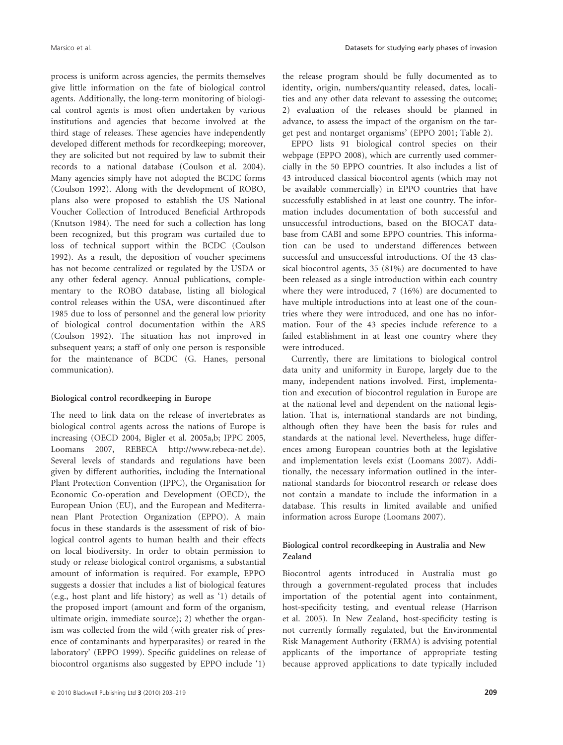process is uniform across agencies, the permits themselves give little information on the fate of biological control agents. Additionally, the long-term monitoring of biological control agents is most often undertaken by various institutions and agencies that become involved at the third stage of releases. These agencies have independently developed different methods for recordkeeping; moreover, they are solicited but not required by law to submit their records to a national database (Coulson et al. 2004). Many agencies simply have not adopted the BCDC forms (Coulson 1992). Along with the development of ROBO, plans also were proposed to establish the US National Voucher Collection of Introduced Beneficial Arthropods (Knutson 1984). The need for such a collection has long been recognized, but this program was curtailed due to loss of technical support within the BCDC (Coulson 1992). As a result, the deposition of voucher specimens has not become centralized or regulated by the USDA or any other federal agency. Annual publications, complementary to the ROBO database, listing all biological control releases within the USA, were discontinued after 1985 due to loss of personnel and the general low priority of biological control documentation within the ARS (Coulson 1992). The situation has not improved in subsequent years; a staff of only one person is responsible for the maintenance of BCDC (G. Hanes, personal communication).

### Biological control recordkeeping in Europe

The need to link data on the release of invertebrates as biological control agents across the nations of Europe is increasing (OECD 2004, Bigler et al. 2005a,b; IPPC 2005, Loomans 2007, REBECA http://www.rebeca-net.de). Several levels of standards and regulations have been given by different authorities, including the International Plant Protection Convention (IPPC), the Organisation for Economic Co-operation and Development (OECD), the European Union (EU), and the European and Mediterranean Plant Protection Organization (EPPO). A main focus in these standards is the assessment of risk of biological control agents to human health and their effects on local biodiversity. In order to obtain permission to study or release biological control organisms, a substantial amount of information is required. For example, EPPO suggests a dossier that includes a list of biological features (e.g., host plant and life history) as well as '1) details of the proposed import (amount and form of the organism, ultimate origin, immediate source); 2) whether the organism was collected from the wild (with greater risk of presence of contaminants and hyperparasites) or reared in the laboratory' (EPPO 1999). Specific guidelines on release of biocontrol organisms also suggested by EPPO include '1) the release program should be fully documented as to identity, origin, numbers/quantity released, dates, localities and any other data relevant to assessing the outcome; 2) evaluation of the releases should be planned in advance, to assess the impact of the organism on the target pest and nontarget organisms' (EPPO 2001; Table 2).

EPPO lists 91 biological control species on their webpage (EPPO 2008), which are currently used commercially in the 50 EPPO countries. It also includes a list of 43 introduced classical biocontrol agents (which may not be available commercially) in EPPO countries that have successfully established in at least one country. The information includes documentation of both successful and unsuccessful introductions, based on the BIOCAT database from CABI and some EPPO countries. This information can be used to understand differences between successful and unsuccessful introductions. Of the 43 classical biocontrol agents, 35 (81%) are documented to have been released as a single introduction within each country where they were introduced, 7 (16%) are documented to have multiple introductions into at least one of the countries where they were introduced, and one has no information. Four of the 43 species include reference to a failed establishment in at least one country where they were introduced.

Currently, there are limitations to biological control data unity and uniformity in Europe, largely due to the many, independent nations involved. First, implementation and execution of biocontrol regulation in Europe are at the national level and dependent on the national legislation. That is, international standards are not binding, although often they have been the basis for rules and standards at the national level. Nevertheless, huge differences among European countries both at the legislative and implementation levels exist (Loomans 2007). Additionally, the necessary information outlined in the international standards for biocontrol research or release does not contain a mandate to include the information in a database. This results in limited available and unified information across Europe (Loomans 2007).

### Biological control recordkeeping in Australia and New Zealand

Biocontrol agents introduced in Australia must go through a government-regulated process that includes importation of the potential agent into containment, host-specificity testing, and eventual release (Harrison et al. 2005). In New Zealand, host-specificity testing is not currently formally regulated, but the Environmental Risk Management Authority (ERMA) is advising potential applicants of the importance of appropriate testing because approved applications to date typically included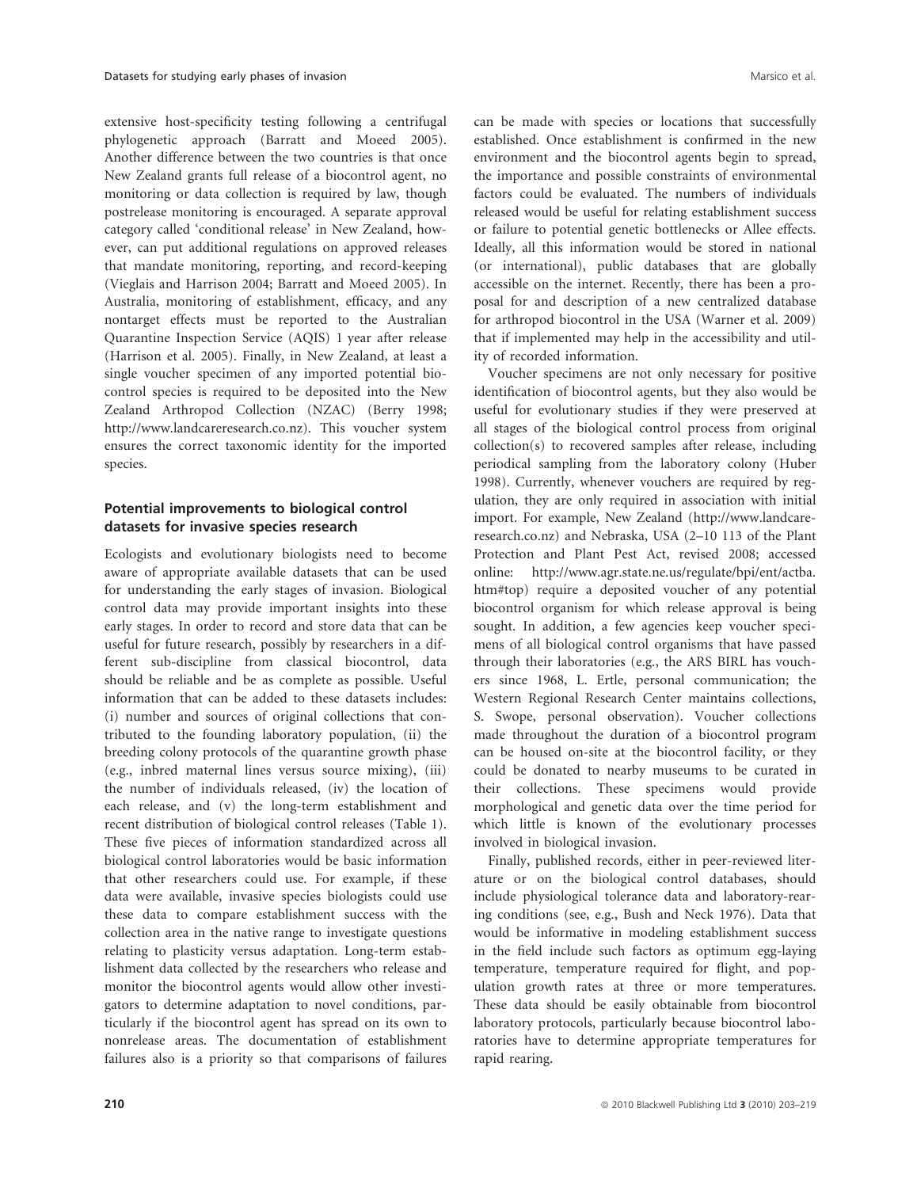extensive host-specificity testing following a centrifugal phylogenetic approach (Barratt and Moeed 2005). Another difference between the two countries is that once New Zealand grants full release of a biocontrol agent, no monitoring or data collection is required by law, though postrelease monitoring is encouraged. A separate approval category called 'conditional release' in New Zealand, however, can put additional regulations on approved releases that mandate monitoring, reporting, and record-keeping (Vieglais and Harrison 2004; Barratt and Moeed 2005). In Australia, monitoring of establishment, efficacy, and any nontarget effects must be reported to the Australian Quarantine Inspection Service (AQIS) 1 year after release (Harrison et al. 2005). Finally, in New Zealand, at least a single voucher specimen of any imported potential biocontrol species is required to be deposited into the New Zealand Arthropod Collection (NZAC) (Berry 1998; http://www.landcareresearch.co.nz). This voucher system ensures the correct taxonomic identity for the imported species.

## Potential improvements to biological control datasets for invasive species research

Ecologists and evolutionary biologists need to become aware of appropriate available datasets that can be used for understanding the early stages of invasion. Biological control data may provide important insights into these early stages. In order to record and store data that can be useful for future research, possibly by researchers in a different sub-discipline from classical biocontrol, data should be reliable and be as complete as possible. Useful information that can be added to these datasets includes: (i) number and sources of original collections that contributed to the founding laboratory population, (ii) the breeding colony protocols of the quarantine growth phase (e.g., inbred maternal lines versus source mixing), (iii) the number of individuals released, (iv) the location of each release, and (v) the long-term establishment and recent distribution of biological control releases (Table 1). These five pieces of information standardized across all biological control laboratories would be basic information that other researchers could use. For example, if these data were available, invasive species biologists could use these data to compare establishment success with the collection area in the native range to investigate questions relating to plasticity versus adaptation. Long-term establishment data collected by the researchers who release and monitor the biocontrol agents would allow other investigators to determine adaptation to novel conditions, particularly if the biocontrol agent has spread on its own to nonrelease areas. The documentation of establishment failures also is a priority so that comparisons of failures can be made with species or locations that successfully established. Once establishment is confirmed in the new environment and the biocontrol agents begin to spread, the importance and possible constraints of environmental factors could be evaluated. The numbers of individuals released would be useful for relating establishment success or failure to potential genetic bottlenecks or Allee effects. Ideally, all this information would be stored in national (or international), public databases that are globally accessible on the internet. Recently, there has been a proposal for and description of a new centralized database for arthropod biocontrol in the USA (Warner et al. 2009) that if implemented may help in the accessibility and utility of recorded information.

Voucher specimens are not only necessary for positive identification of biocontrol agents, but they also would be useful for evolutionary studies if they were preserved at all stages of the biological control process from original collection(s) to recovered samples after release, including periodical sampling from the laboratory colony (Huber 1998). Currently, whenever vouchers are required by regulation, they are only required in association with initial import. For example, New Zealand (http://www.landcareresearch.co.nz) and Nebraska, USA (2–10 113 of the Plant Protection and Plant Pest Act, revised 2008; accessed online: http://www.agr.state.ne.us/regulate/bpi/ent/actba.htm#top) require a deposited voucher of any potential biocontrol organism for which release approval is being sought. In addition, a few agencies keep voucher specimens of all biological control organisms that have passed through their laboratories (e.g., the ARS BIRL has vouchers since 1968, L. Ertle, personal communication; the Western Regional Research Center maintains collections, S. Swope, personal observation). Voucher collections made throughout the duration of a biocontrol program can be housed on-site at the biocontrol facility, or they could be donated to nearby museums to be curated in their collections. These specimens would provide morphological and genetic data over the time period for which little is known of the evolutionary processes involved in biological invasion.

Finally, published records, either in peer-reviewed literature or on the biological control databases, should include physiological tolerance data and laboratory-rearing conditions (see, e.g., Bush and Neck 1976). Data that would be informative in modeling establishment success in the field include such factors as optimum egg-laying temperature, temperature required for flight, and population growth rates at three or more temperatures. These data should be easily obtainable from biocontrol laboratory protocols, particularly because biocontrol laboratories have to determine appropriate temperatures for rapid rearing.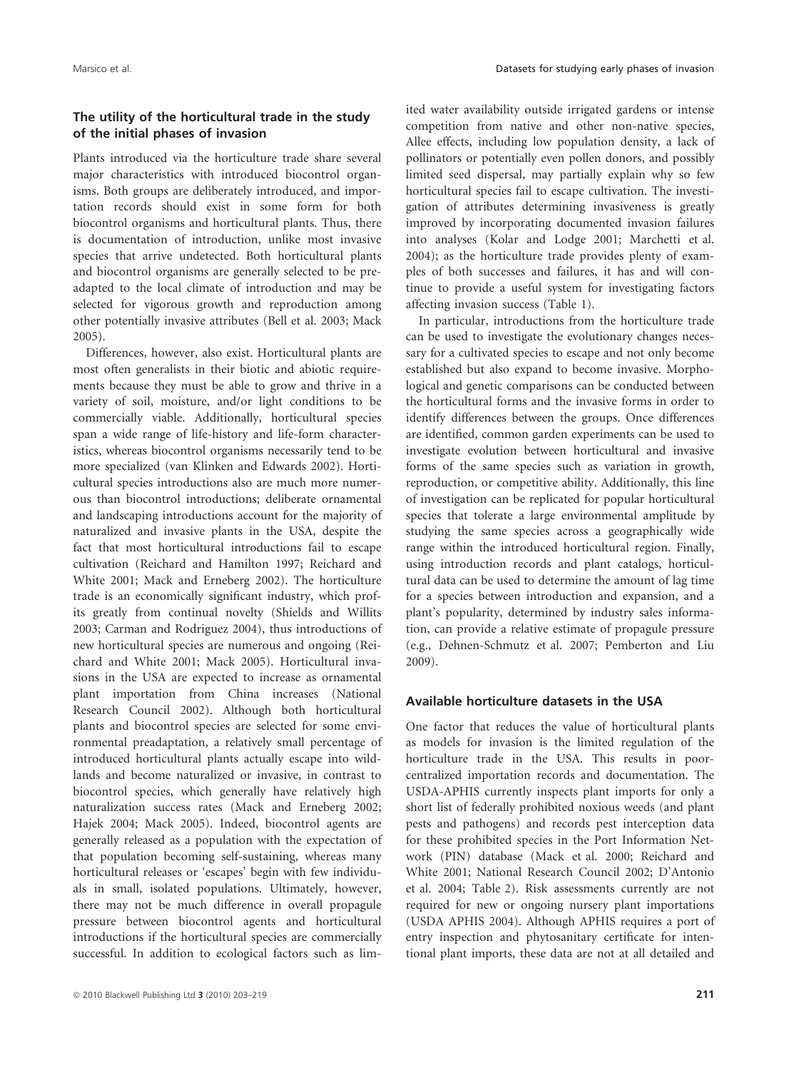## The utility of the horticultural trade in the study of the initial phases of invasion

Plants introduced via the horticulture trade share several major characteristics with introduced biocontrol organisms. Both groups are deliberately introduced, and importation records should exist in some form for both biocontrol organisms and horticultural plants. Thus, there is documentation of introduction, unlike most invasive species that arrive undetected. Both horticultural plants and biocontrol organisms are generally selected to be preadapted to the local climate of introduction and may be selected for vigorous growth and reproduction among other potentially invasive attributes (Bell et al. 2003; Mack 2005).

Differences, however, also exist. Horticultural plants are most often generalists in their biotic and abiotic requirements because they must be able to grow and thrive in a variety of soil, moisture, and/or light conditions to be commercially viable. Additionally, horticultural species span a wide range of life-history and life-form characteristics, whereas biocontrol organisms necessarily tend to be more specialized (van Klinken and Edwards 2002). Horticultural species introductions also are much more numerous than biocontrol introductions; deliberate ornamental and landscaping introductions account for the majority of naturalized and invasive plants in the USA, despite the fact that most horticultural introductions fail to escape cultivation (Reichard and Hamilton 1997; Reichard and White 2001; Mack and Erneberg 2002). The horticulture trade is an economically significant industry, which profits greatly from continual novelty (Shields and Willits 2003; Carman and Rodriguez 2004), thus introductions of new horticultural species are numerous and ongoing (Reichard and White 2001; Mack 2005). Horticultural invasions in the USA are expected to increase as ornamental plant importation from China increases (National Research Council 2002). Although both horticultural plants and biocontrol species are selected for some environmental preadaptation, a relatively small percentage of introduced horticultural plants actually escape into wildlands and become naturalized or invasive, in contrast to biocontrol species, which generally have relatively high naturalization success rates (Mack and Erneberg 2002; Hajek 2004; Mack 2005). Indeed, biocontrol agents are generally released as a population with the expectation of that population becoming self-sustaining, whereas many horticultural releases or 'escapes' begin with few individuals in small, isolated populations. Ultimately, however, there may not be much difference in overall propagule pressure between biocontrol agents and horticultural introductions if the horticultural species are commercially successful. In addition to ecological factors such as limited water availability outside irrigated gardens or intense competition from native and other non-native species, Allee effects, including low population density, a lack of pollinators or potentially even pollen donors, and possibly limited seed dispersal, may partially explain why so few horticultural species fail to escape cultivation. The investigation of attributes determining invasiveness is greatly improved by incorporating documented invasion failures into analyses (Kolar and Lodge 2001; Marchetti et al. 2004); as the horticulture trade provides plenty of examples of both successes and failures, it has and will continue to provide a useful system for investigating factors affecting invasion success (Table 1).

In particular, introductions from the horticulture trade can be used to investigate the evolutionary changes necessary for a cultivated species to escape and not only become established but also expand to become invasive. Morphological and genetic comparisons can be conducted between the horticultural forms and the invasive forms in order to identify differences between the groups. Once differences are identified, common garden experiments can be used to investigate evolution between horticultural and invasive forms of the same species such as variation in growth, reproduction, or competitive ability. Additionally, this line of investigation can be replicated for popular horticultural species that tolerate a large environmental amplitude by studying the same species across a geographically wide range within the introduced horticultural region. Finally, using introduction records and plant catalogs, horticultural data can be used to determine the amount of lag time for a species between introduction and expansion, and a plant's popularity, determined by industry sales information, can provide a relative estimate of propagule pressure (e.g., Dehnen-Schmutz et al. 2007; Pemberton and Liu 2009).

## Available horticulture datasets in the USA

One factor that reduces the value of horticultural plants as models for invasion is the limited regulation of the horticulture trade in the USA. This results in poor centralized importation records and documentation. The USDA-APHIS currently inspects plant imports for only a short list of federally prohibited noxious weeds (and plant pests and pathogens) and records pest interception data for these prohibited species in the Port Information Network (PIN) database (Mack et al. 2000; Reichard and White 2001; National Research Council 2002; D'Antonio et al. 2004; Table 2). Risk assessments currently are not required for new or ongoing nursery plant importations (USDA APHIS 2004). Although APHIS requires a port of entry inspection and phytosanitary certificate for intentional plant imports, these data are not at all detailed and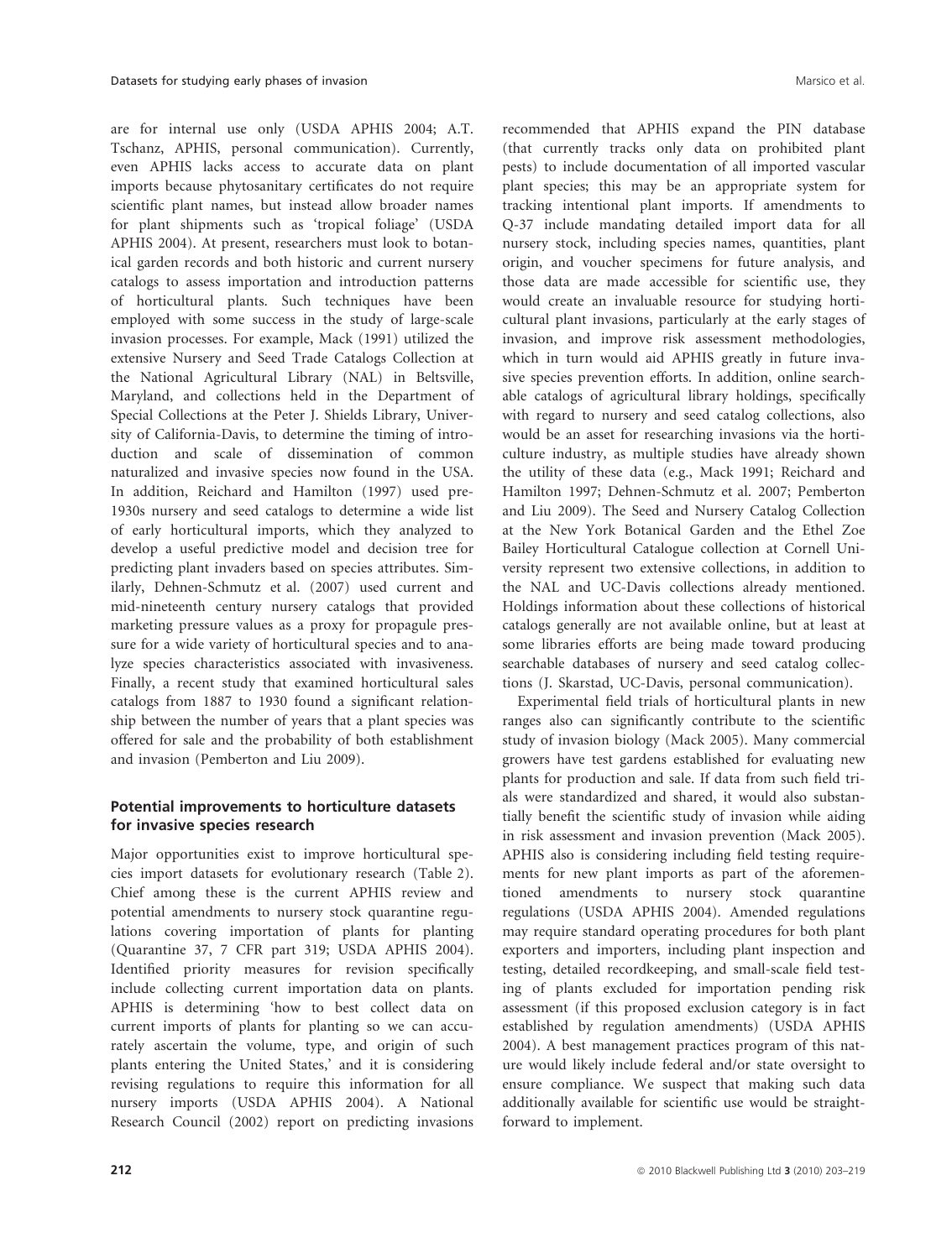are for internal use only (USDA APHIS 2004; A.T. Tschanz, APHIS, personal communication). Currently, even APHIS lacks access to accurate data on plant imports because phytosanitary certificates do not require scientific plant names, but instead allow broader names for plant shipments such as 'tropical foliage' (USDA APHIS 2004). At present, researchers must look to botanical garden records and both historic and current nursery catalogs to assess importation and introduction patterns of horticultural plants. Such techniques have been employed with some success in the study of large-scale invasion processes. For example, Mack (1991) utilized the extensive Nursery and Seed Trade Catalogs Collection at the National Agricultural Library (NAL) in Beltsville, Maryland, and collections held in the Department of Special Collections at the Peter J. Shields Library, University of California-Davis, to determine the timing of introduction and scale of dissemination of common naturalized and invasive species now found in the USA. In addition, Reichard and Hamilton (1997) used pre-1930s nursery and seed catalogs to determine a wide list of early horticultural imports, which they analyzed to develop a useful predictive model and decision tree for predicting plant invaders based on species attributes. Similarly, Dehnen-Schmutz et al. (2007) used current and mid-nineteenth century nursery catalogs that provided marketing pressure values as a proxy for propagule pressure for a wide variety of horticultural species and to analyze species characteristics associated with invasiveness. Finally, a recent study that examined horticultural sales catalogs from 1887 to 1930 found a significant relationship between the number of years that a plant species was offered for sale and the probability of both establishment and invasion (Pemberton and Liu 2009).

### Potential improvements to horticulture datasets for invasive species research

Major opportunities exist to improve horticultural species import datasets for evolutionary research (Table 2). Chief among these is the current APHIS review and potential amendments to nursery stock quarantine regulations covering importation of plants for planting (Quarantine 37, 7 CFR part 319; USDA APHIS 2004). Identified priority measures for revision specifically include collecting current importation data on plants. APHIS is determining 'how to best collect data on current imports of plants for planting so we can accurately ascertain the volume, type, and origin of such plants entering the United States,' and it is considering revising regulations to require this information for all nursery imports (USDA APHIS 2004). A National Research Council (2002) report on predicting invasions recommended that APHIS expand the PIN database (that currently tracks only data on prohibited plant pests) to include documentation of all imported vascular plant species; this may be an appropriate system for tracking intentional plant imports. If amendments to Q-37 include mandating detailed import data for all nursery stock, including species names, quantities, plant origin, and voucher specimens for future analysis, and those data are made accessible for scientific use, they would create an invaluable resource for studying horticultural plant invasions, particularly at the early stages of invasion, and improve risk assessment methodologies, which in turn would aid APHIS greatly in future invasive species prevention efforts. In addition, online searchable catalogs of agricultural library holdings, specifically with regard to nursery and seed catalog collections, also would be an asset for researching invasions via the horticulture industry, as multiple studies have already shown the utility of these data (e.g., Mack 1991; Reichard and Hamilton 1997; Dehnen-Schmutz et al. 2007; Pemberton and Liu 2009). The Seed and Nursery Catalog Collection at the New York Botanical Garden and the Ethel Zoe Bailey Horticultural Catalogue collection at Cornell University represent two extensive collections, in addition to the NAL and UC-Davis collections already mentioned. Holdings information about these collections of historical catalogs generally are not available online, but at least at some libraries efforts are being made toward producing searchable databases of nursery and seed catalog collections (J. Skarstad, UC-Davis, personal communication).

Experimental field trials of horticultural plants in new ranges also can significantly contribute to the scientific study of invasion biology (Mack 2005). Many commercial growers have test gardens established for evaluating new plants for production and sale. If data from such field trials were standardized and shared, it would also substantially benefit the scientific study of invasion while aiding in risk assessment and invasion prevention (Mack 2005). APHIS also is considering including field testing requirements for new plant imports as part of the aforementioned amendments to nursery stock quarantine regulations (USDA APHIS 2004). Amended regulations may require standard operating procedures for both plant exporters and importers, including plant inspection and testing, detailed recordkeeping, and small-scale field testing of plants excluded for importation pending risk assessment (if this proposed exclusion category is in fact established by regulation amendments) (USDA APHIS 2004). A best management practices program of this nature would likely include federal and/or state oversight to ensure compliance. We suspect that making such data additionally available for scientific use would be straightforward to implement.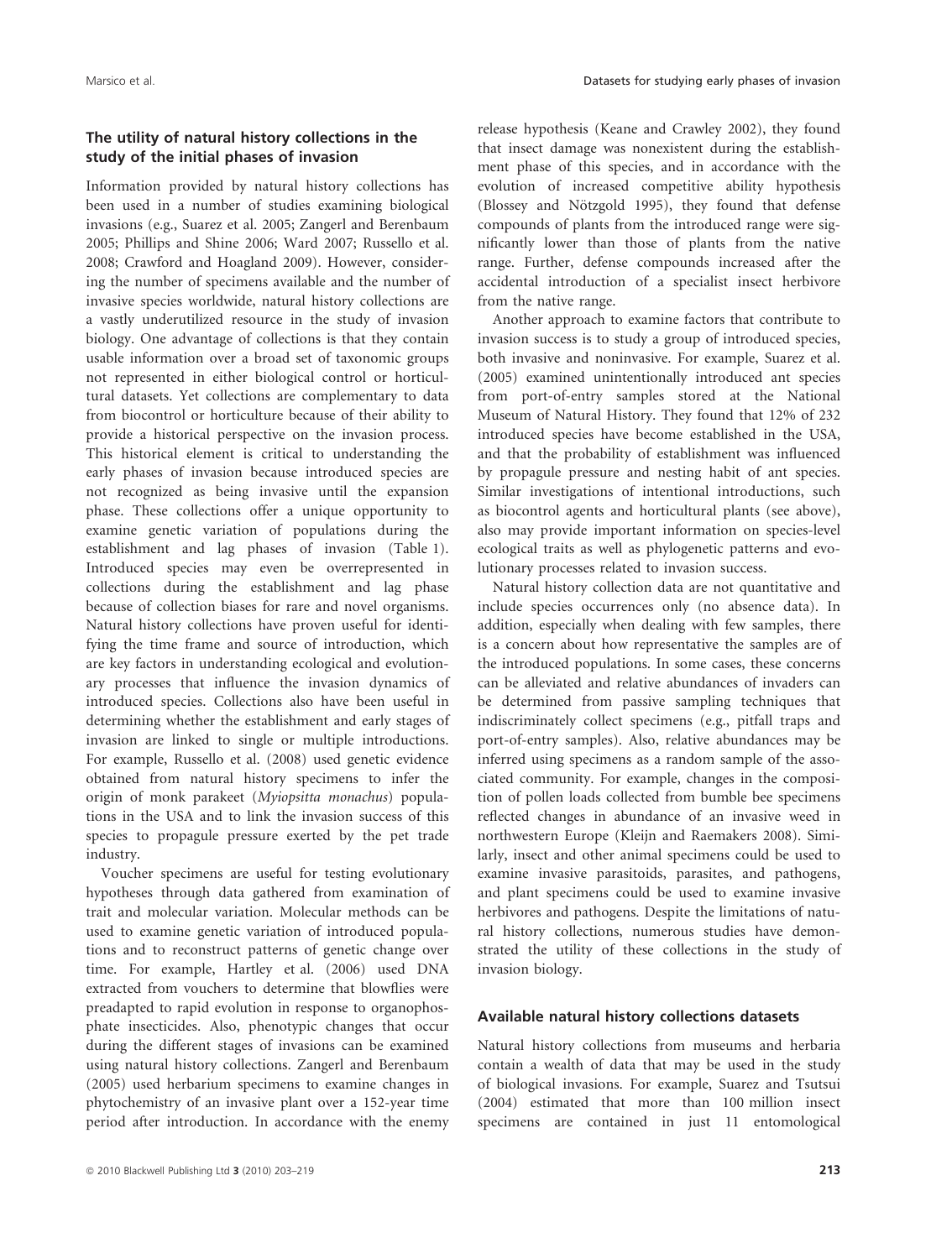## The utility of natural history collections in the study of the initial phases of invasion

Information provided by natural history collections has been used in a number of studies examining biological invasions (e.g., Suarez et al. 2005; Zangerl and Berenbaum 2005; Phillips and Shine 2006; Ward 2007; Russello et al. 2008; Crawford and Hoagland 2009). However, considering the number of specimens available and the number of invasive species worldwide, natural history collections are a vastly underutilized resource in the study of invasion biology. One advantage of collections is that they contain usable information over a broad set of taxonomic groups not represented in either biological control or horticultural datasets. Yet collections are complementary to data from biocontrol or horticulture because of their ability to provide a historical perspective on the invasion process. This historical element is critical to understanding the early phases of invasion because introduced species are not recognized as being invasive until the expansion phase. These collections offer a unique opportunity to examine genetic variation of populations during the establishment and lag phases of invasion (Table 1). Introduced species may even be overrepresented in collections during the establishment and lag phase because of collection biases for rare and novel organisms. Natural history collections have proven useful for identifying the time frame and source of introduction, which are key factors in understanding ecological and evolutionary processes that influence the invasion dynamics of introduced species. Collections also have been useful in determining whether the establishment and early stages of invasion are linked to single or multiple introductions. For example, Russello et al. (2008) used genetic evidence obtained from natural history specimens to infer the origin of monk parakeet (*Myiopsitta monachus*) populations in the USA and to link the invasion success of this species to propagule pressure exerted by the pet trade industry.

Voucher specimens are useful for testing evolutionary hypotheses through data gathered from examination of trait and molecular variation. Molecular methods can be used to examine genetic variation of introduced populations and to reconstruct patterns of genetic change over time. For example, Hartley et al. (2006) used DNA extracted from vouchers to determine that blowflies were preadapted to rapid evolution in response to organophosphate insecticides. Also, phenotypic changes that occur during the different stages of invasions can be examined using natural history collections. Zangerl and Berenbaum (2005) used herbarium specimens to examine changes in phytochemistry of an invasive plant over a 152-year time period after introduction. In accordance with the enemy release hypothesis (Keane and Crawley 2002), they found that insect damage was nonexistent during the establishment phase of this species, and in accordance with the evolution of increased competitive ability hypothesis (Blossey and Nötzgold 1995), they found that defense compounds of plants from the introduced range were significantly lower than those of plants from the native range. Further, defense compounds increased after the accidental introduction of a specialist insect herbivore from the native range.

Another approach to examine factors that contribute to invasion success is to study a group of introduced species, both invasive and noninvasive. For example, Suarez et al. (2005) examined unintentionally introduced ant species from port-of-entry samples stored at the National Museum of Natural History. They found that 12% of 232 introduced species have become established in the USA, and that the probability of establishment was influenced by propagule pressure and nesting habit of ant species. Similar investigations of intentional introductions, such as biocontrol agents and horticultural plants (see above), also may provide important information on species-level ecological traits as well as phylogenetic patterns and evolutionary processes related to invasion success.

Natural history collection data are not quantitative and include species occurrences only (no absence data). In addition, especially when dealing with few samples, there is a concern about how representative the samples are of the introduced populations. In some cases, these concerns can be alleviated and relative abundances of invaders can be determined from passive sampling techniques that indiscriminately collect specimens (e.g., pitfall traps and port-of-entry samples). Also, relative abundances may be inferred using specimens as a random sample of the associated community. For example, changes in the composition of pollen loads collected from bumble bee specimens reflected changes in abundance of an invasive weed in northwestern Europe (Kleijn and Raemakers 2008). Similarly, insect and other animal specimens could be used to examine invasive parasitoids, parasites, and pathogens, and plant specimens could be used to examine invasive herbivores and pathogens. Despite the limitations of natural history collections, numerous studies have demonstrated the utility of these collections in the study of invasion biology.

## Available natural history collections datasets

Natural history collections from museums and herbaria contain a wealth of data that may be used in the study of biological invasions. For example, Suarez and Tsutsui (2004) estimated that more than 100 million insect specimens are contained in just 11 entomological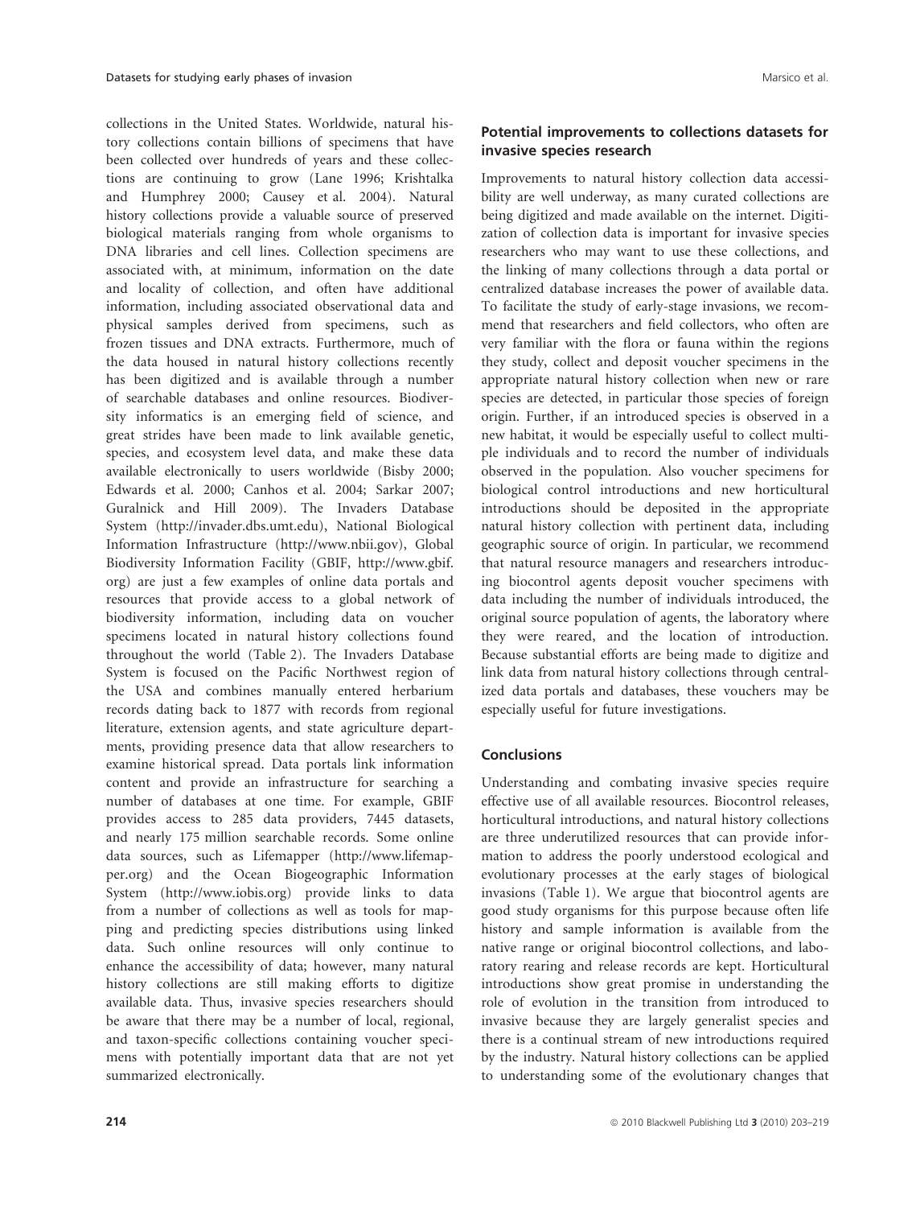collections in the United States. Worldwide, natural history collections contain billions of specimens that have been collected over hundreds of years and these collections are continuing to grow (Lane 1996; Krishtalka and Humphrey 2000; Causey et al. 2004). Natural history collections provide a valuable source of preserved biological materials ranging from whole organisms to DNA libraries and cell lines. Collection specimens are associated with, at minimum, information on the date and locality of collection, and often have additional information, including associated observational data and physical samples derived from specimens, such as frozen tissues and DNA extracts. Furthermore, much of the data housed in natural history collections recently has been digitized and is available through a number of searchable databases and online resources. Biodiversity informatics is an emerging field of science, and great strides have been made to link available genetic, species, and ecosystem level data, and make these data available electronically to users worldwide (Bisby 2000; Edwards et al. 2000; Canhos et al. 2004; Sarkar 2007; Guralnick and Hill 2009). The Invaders Database System (http://invader.dbs.umt.edu), National Biological Information Infrastructure (http://www.nbii.gov), Global Biodiversity Information Facility (GBIF, http://www.gbif.org) are just a few examples of online data portals and resources that provide access to a global network of biodiversity information, including data on voucher specimens located in natural history collections found throughout the world (Table 2). The Invaders Database System is focused on the Pacific Northwest region of the USA and combines manually entered herbarium records dating back to 1877 with records from regional literature, extension agents, and state agriculture departments, providing presence data that allow researchers to examine historical spread. Data portals link information content and provide an infrastructure for searching a number of databases at one time. For example, GBIF provides access to 285 data providers, 7445 datasets, and nearly 175 million searchable records. Some online data sources, such as Lifemapper (http://www.lifemapper.org) and the Ocean Biogeographic Information System (http://www.iobis.org) provide links to data from a number of collections as well as tools for mapping and predicting species distributions using linked data. Such online resources will only continue to enhance the accessibility of data; however, many natural history collections are still making efforts to digitize available data. Thus, invasive species researchers should be aware that there may be a number of local, regional, and taxon-specific collections containing voucher specimens with potentially important data that are not yet summarized electronically.

## Potential improvements to collections datasets for invasive species research

Improvements to natural history collection data accessibility are well underway, as many curated collections are being digitized and made available on the internet. Digitization of collection data is important for invasive species researchers who may want to use these collections, and the linking of many collections through a data portal or centralized database increases the power of available data. To facilitate the study of early-stage invasions, we recommend that researchers and field collectors, who often are very familiar with the flora or fauna within the regions they study, collect and deposit voucher specimens in the appropriate natural history collection when new or rare species are detected, in particular those species of foreign origin. Further, if an introduced species is observed in a new habitat, it would be especially useful to collect multiple individuals and to record the number of individuals observed in the population. Also voucher specimens for biological control introductions and new horticultural introductions should be deposited in the appropriate natural history collection with pertinent data, including geographic source of origin. In particular, we recommend that natural resource managers and researchers introducing biocontrol agents deposit voucher specimens with data including the number of individuals introduced, the original source population of agents, the laboratory where they were reared, and the location of introduction. Because substantial efforts are being made to digitize and link data from natural history collections through centralized data portals and databases, these vouchers may be especially useful for future investigations.

## Conclusions

Understanding and combating invasive species require effective use of all available resources. Biocontrol releases, horticultural introductions, and natural history collections are three underutilized resources that can provide information to address the poorly understood ecological and evolutionary processes at the early stages of biological invasions (Table 1). We argue that biocontrol agents are good study organisms for this purpose because often life history and sample information is available from the native range or original biocontrol collections, and laboratory rearing and release records are kept. Horticultural introductions show great promise in understanding the role of evolution in the transition from introduced to invasive because they are largely generalist species and there is a continual stream of new introductions required by the industry. Natural history collections can be applied to understanding some of the evolutionary changes that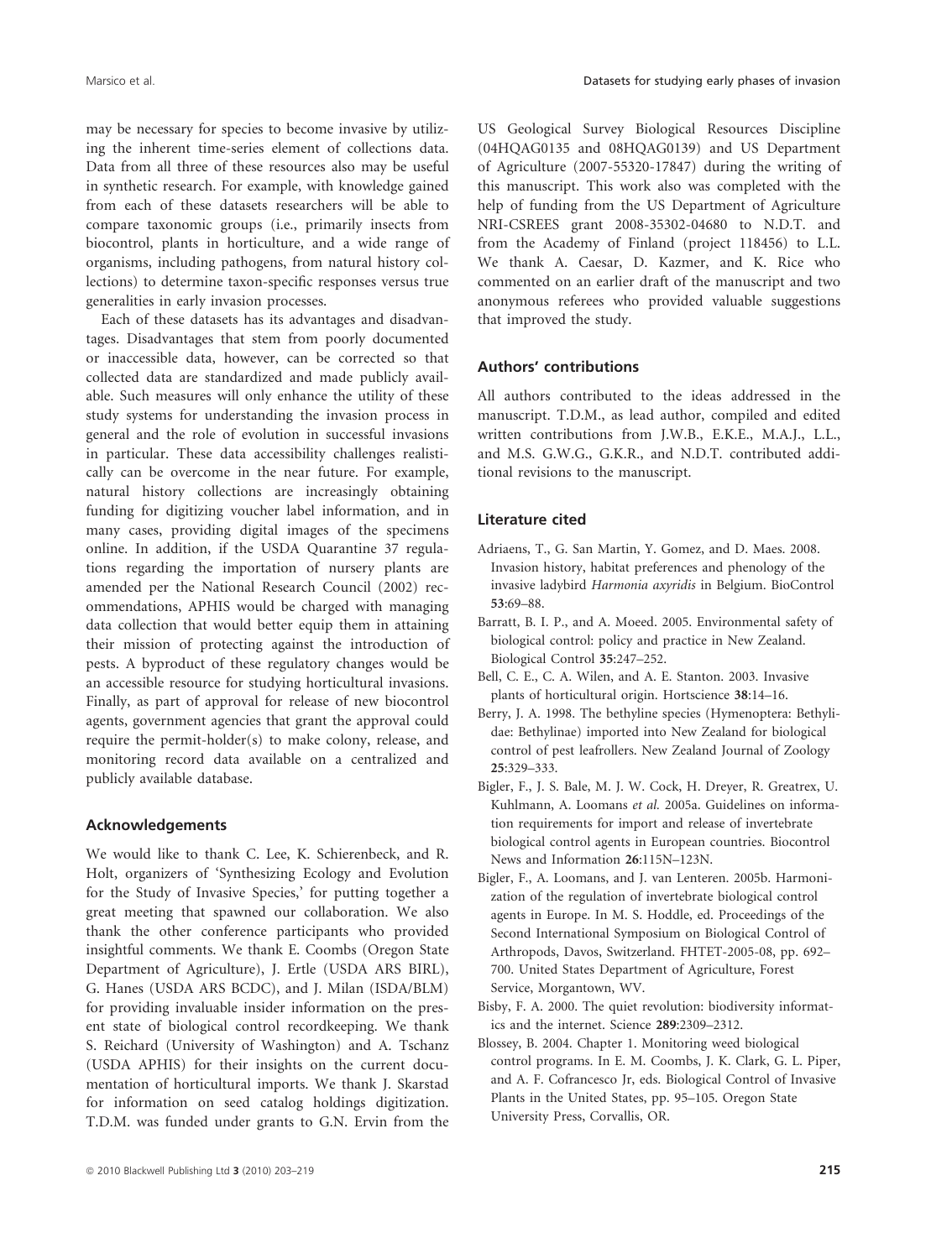may be necessary for species to become invasive by utilizing the inherent time-series element of collections data. Data from all three of these resources also may be useful in synthetic research. For example, with knowledge gained from each of these datasets researchers will be able to compare taxonomic groups (i.e., primarily insects from biocontrol, plants in horticulture, and a wide range of organisms, including pathogens, from natural history collections) to determine taxon-specific responses versus true generalities in early invasion processes.

Each of these datasets has its advantages and disadvantages. Disadvantages that stem from poorly documented or inaccessible data, however, can be corrected so that collected data are standardized and made publicly available. Such measures will only enhance the utility of these study systems for understanding the invasion process in general and the role of evolution in successful invasions in particular. These data accessibility challenges realistically can be overcome in the near future. For example, natural history collections are increasingly obtaining funding for digitizing voucher label information, and in many cases, providing digital images of the specimens online. In addition, if the USDA Quarantine 37 regulations regarding the importation of nursery plants are amended per the National Research Council (2002) recommendations, APHIS would be charged with managing data collection that would better equip them in attaining their mission of protecting against the introduction of pests. A byproduct of these regulatory changes would be an accessible resource for studying horticultural invasions. Finally, as part of approval for release of new biocontrol agents, government agencies that grant the approval could require the permit-holder(s) to make colony, release, and monitoring record data available on a centralized and publicly available database.

## Acknowledgements

We would like to thank C. Lee, K. Schierenbeck, and R. Holt, organizers of 'Synthesizing Ecology and Evolution for the Study of Invasive Species,' for putting together a great meeting that spawned our collaboration. We also thank the other conference participants who provided insightful comments. We thank E. Coombs (Oregon State Department of Agriculture), J. Ertle (USDA ARS BIRL), G. Hanes (USDA ARS BCDC), and J. Milan (ISDA/BLM) for providing invaluable insider information on the present state of biological control recordkeeping. We thank S. Reichard (University of Washington) and A. Tschanz (USDA APHIS) for their insights on the current documentation of horticultural imports. We thank J. Skarstad for information on seed catalog holdings digitization. T.D.M. was funded under grants to G.N. Ervin from the US Geological Survey Biological Resources Discipline (04HQAG0135 and 08HQAG0139) and US Department of Agriculture (2007-55320-17847) during the writing of this manuscript. This work also was completed with the help of funding from the US Department of Agriculture NRI-CSREES grant 2008-35302-04680 to N.D.T. and from the Academy of Finland (project 118456) to L.L. We thank A. Caesar, D. Kazmer, and K. Rice who commented on an earlier draft of the manuscript and two anonymous referees who provided valuable suggestions that improved the study.

## Authors' contributions

All authors contributed to the ideas addressed in the manuscript. T.D.M., as lead author, compiled and edited written contributions from J.W.B., E.K.E., M.A.J., L.L., and M.S. G.W.G., G.K.R., and N.D.T. contributed additional revisions to the manuscript.

## Literature cited

Adriaens, T., G. San Martin, Y. Gomez, and D. Maes. 2008. Invasion history, habitat preferences and phenology of the invasive ladybird *Harmonia axyridis* in Belgium. BioControl **53**:69–88.

Barratt, B. I. P., and A. Moeed. 2005. Environmental safety of biological control: policy and practice in New Zealand. Biological Control **35**:247–252.

Bell, C. E., C. A. Wilen, and A. E. Stanton. 2003. Invasive plants of horticultural origin. Hortscience **38**:14–16.

Berry, J. A. 1998. The bethyline species (Hymenoptera: Bethylidae: Bethylinae) imported into New Zealand for biological control of pest leafrollers. New Zealand Journal of Zoology **25**:329–333.

Bigler, F., J. S. Bale, M. J. W. Cock, H. Dreyer, R. Greatrex, U. Kuhlmann, A. Loomans *et al.* 2005a. Guidelines on information requirements for import and release of invertebrate biological control agents in European countries. Biocontrol News and Information **26**:115N–123N.

Bigler, F., A. Loomans, and J. van Lenteren. 2005b. Harmonization of the regulation of invertebrate biological control agents in Europe. In M. S. Hoddle, ed. Proceedings of the Second International Symposium on Biological Control of Arthropods, Davos, Switzerland. FHTET-2005-08, pp. 692–700. United States Department of Agriculture, Forest Service, Morgantown, WV.

Bisby, F. A. 2000. The quiet revolution: biodiversity informatics and the internet. Science **289**:2309–2312.

Blossey, B. 2004. Chapter 1. Monitoring weed biological control programs. In E. M. Coombs, J. K. Clark, G. L. Piper, and A. F. Cofrancesco Jr, eds. Biological Control of Invasive Plants in the United States, pp. 95–105. Oregon State University Press, Corvallis, OR.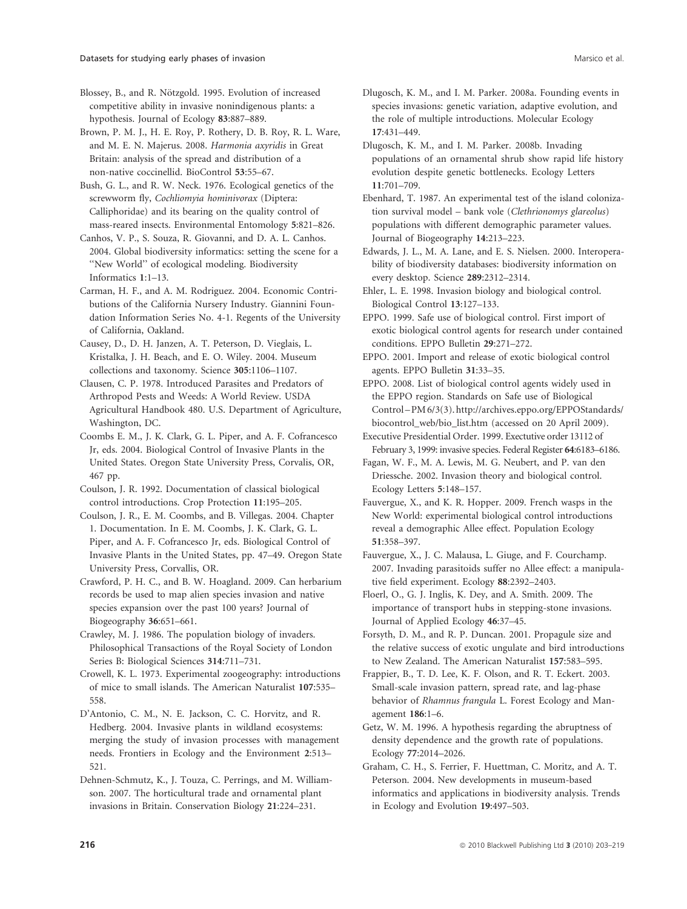Blossey, B., and R. Nötzgold. 1995. Evolution of increased competitive ability in invasive nonindigenous plants: a hypothesis. Journal of Ecology **83**:887–889.

Brown, P. M. J., H. E. Roy, P. Rothery, D. B. Roy, R. L. Ware, and M. E. N. Majerus. 2008. *Harmonia axyridis* in Great Britain: analysis of the spread and distribution of a non-native coccinellid. BioControl **53**:55–67.

Bush, G. L., and R. W. Neck. 1976. Ecological genetics of the screwworm fly, *Cochliomyia hominivorax* (Diptera: Calliphoridae) and its bearing on the quality control of mass-reared insects. Environmental Entomology **5**:821–826.

Canhos, V. P., S. Souza, R. Giovanni, and D. A. L. Canhos. 2004. Global biodiversity informatics: setting the scene for a ''New World'' of ecological modeling. Biodiversity Informatics **1**:1–13.

Carman, H. F., and A. M. Rodriguez. 2004. Economic Contributions of the California Nursery Industry. Giannini Foundation Information Series No. 4-1. Regents of the University of California, Oakland.

Causey, D., D. H. Janzen, A. T. Peterson, D. Vieglais, L. Kristalka, J. H. Beach, and E. O. Wiley. 2004. Museum collections and taxonomy. Science **305**:1106–1107.

Clausen, C. P. 1978. Introduced Parasites and Predators of Arthropod Pests and Weeds: A World Review. USDA Agricultural Handbook 480. U.S. Department of Agriculture, Washington, DC.

Coombs E. M., J. K. Clark, G. L. Piper, and A. F. Cofrancesco Jr, eds. 2004. Biological Control of Invasive Plants in the United States. Oregon State University Press, Corvalis, OR, 467 pp.

Coulson, J. R. 1992. Documentation of classical biological control introductions. Crop Protection **11**:195–205.

Coulson, J. R., E. M. Coombs, and B. Villegas. 2004. Chapter 1. Documentation. In E. M. Coombs, J. K. Clark, G. L. Piper, and A. F. Cofrancesco Jr, eds. Biological Control of Invasive Plants in the United States, pp. 47–49. Oregon State University Press, Corvallis, OR.

Crawford, P. H. C., and B. W. Hoagland. 2009. Can herbarium records be used to map alien species invasion and native species expansion over the past 100 years? Journal of Biogeography **36**:651–661.

Crawley, M. J. 1986. The population biology of invaders. Philosophical Transactions of the Royal Society of London Series B: Biological Sciences **314**:711–731.

Crowell, K. L. 1973. Experimental zoogeography: introductions of mice to small islands. The American Naturalist **107**:535–558.

D'Antonio, C. M., N. E. Jackson, C. C. Horvitz, and R. Hedberg. 2004. Invasive plants in wildland ecosystems: merging the study of invasion processes with management needs. Frontiers in Ecology and the Environment **2**:513–521.

Dehnen-Schmutz, K., J. Touza, C. Perrings, and M. Williamson. 2007. The horticultural trade and ornamental plant invasions in Britain. Conservation Biology **21**:224–231.

Dlugosch, K. M., and I. M. Parker. 2008a. Founding events in species invasions: genetic variation, adaptive evolution, and the role of multiple introductions. Molecular Ecology **17**:431–449.

Dlugosch, K. M., and I. M. Parker. 2008b. Invading populations of an ornamental shrub show rapid life history evolution despite genetic bottlenecks. Ecology Letters **11**:701–709.

Ebenhard, T. 1987. An experimental test of the island colonization survival model – bank vole (*Clethrionomys glareolus*) populations with different demographic parameter values. Journal of Biogeography **14**:213–223.

Edwards, J. L., M. A. Lane, and E. S. Nielsen. 2000. Interoperability of biodiversity databases: biodiversity information on every desktop. Science **289**:2312–2314.

Ehler, L. E. 1998. Invasion biology and biological control. Biological Control **13**:127–133.

EPPO. 1999. Safe use of biological control. First import of exotic biological control agents for research under contained conditions. EPPO Bulletin **29**:271–272.

EPPO. 2001. Import and release of exotic biological control agents. EPPO Bulletin **31**:33–35.

EPPO. 2008. List of biological control agents widely used in the EPPO region. Standards on Safe use of Biological Control – PM 6/3(3). http://archives.eppo.org/EPPOStandards/biocontrol_web/bio_list.htm (accessed on 20 April 2009).

Executive Presidential Order. 1999. Exectutive order 13112 of February 3, 1999: invasive species. Federal Register **64**:6183–6186.

Fagan, W. F., M. A. Lewis, M. G. Neubert, and P. van den Driessche. 2002. Invasion theory and biological control. Ecology Letters **5**:148–157.

Fauvergue, X., and K. R. Hopper. 2009. French wasps in the New World: experimental biological control introductions reveal a demographic Allee effect. Population Ecology **51**:358–397.

Fauvergue, X., J. C. Malausa, L. Giuge, and F. Courchamp. 2007. Invading parasitoids suffer no Allee effect: a manipulative field experiment. Ecology **88**:2392–2403.

Floerl, O., G. J. Inglis, K. Dey, and A. Smith. 2009. The importance of transport hubs in stepping-stone invasions. Journal of Applied Ecology **46**:37–45.

Forsyth, D. M., and R. P. Duncan. 2001. Propagule size and the relative success of exotic ungulate and bird introductions to New Zealand. The American Naturalist **157**:583–595.

Frappier, B., T. D. Lee, K. F. Olson, and R. T. Eckert. 2003. Small-scale invasion pattern, spread rate, and lag-phase behavior of *Rhamnus frangula* L. Forest Ecology and Management **186**:1–6.

Getz, W. M. 1996. A hypothesis regarding the abruptness of density dependence and the growth rate of populations. Ecology **77**:2014–2026.

Graham, C. H., S. Ferrier, F. Huettman, C. Moritz, and A. T. Peterson. 2004. New developments in museum-based informatics and applications in biodiversity analysis. Trends in Ecology and Evolution **19**:497–503.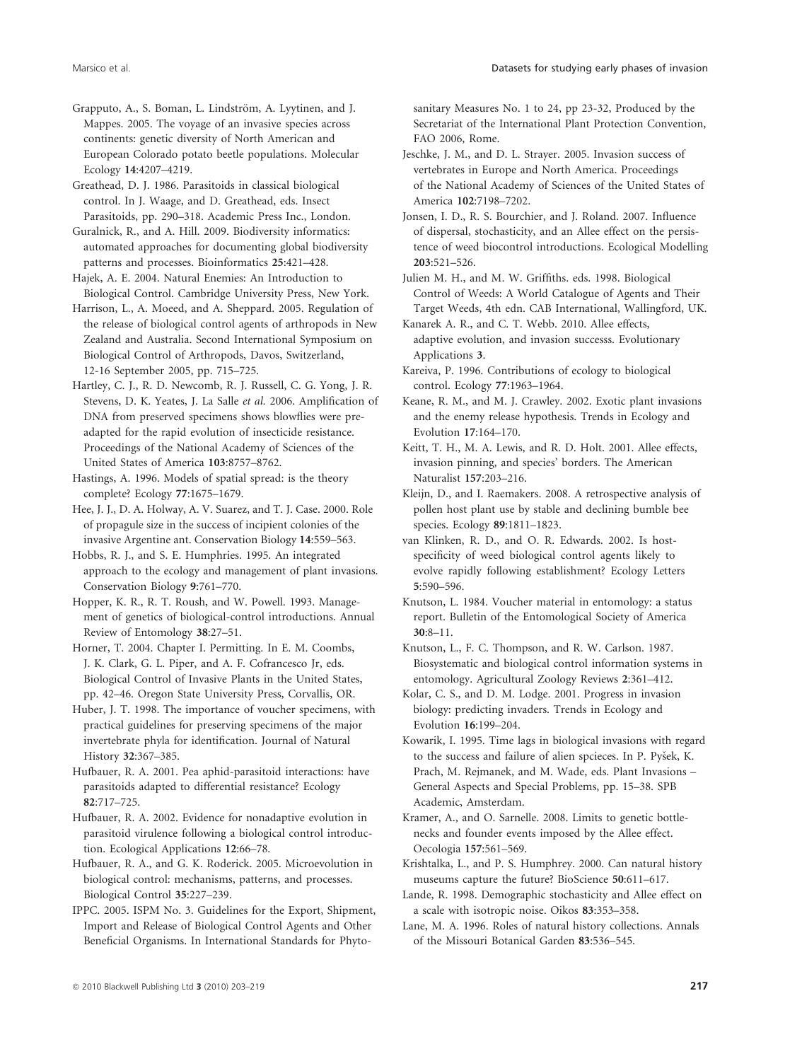Grapputo, A., S. Boman, L. Lindström, A. Lyytinen, and J. Mappes. 2005. The voyage of an invasive species across continents: genetic diversity of North American and European Colorado potato beetle populations. Molecular Ecology **14**:4207–4219.

Greathead, D. J. 1986. Parasitoids in classical biological control. In J. Waage, and D. Greathead, eds. Insect Parasitoids, pp. 290–318. Academic Press Inc., London.

Guralnick, R., and A. Hill. 2009. Biodiversity informatics: automated approaches for documenting global biodiversity patterns and processes. Bioinformatics **25**:421–428.

Hajek, A. E. 2004. Natural Enemies: An Introduction to Biological Control. Cambridge University Press, New York.

Harrison, L., A. Moeed, and A. Sheppard. 2005. Regulation of the release of biological control agents of arthropods in New Zealand and Australia. Second International Symposium on Biological Control of Arthropods, Davos, Switzerland, 12-16 September 2005, pp. 715–725.

Hartley, C. J., R. D. Newcomb, R. J. Russell, C. G. Yong, J. R. Stevens, D. K. Yeates, J. La Salle *et al.* 2006. Amplification of DNA from preserved specimens shows blowflies were pre-adapted for the rapid evolution of insecticide resistance. Proceedings of the National Academy of Sciences of the United States of America **103**:8757–8762.

Hastings, A. 1996. Models of spatial spread: is the theory complete? Ecology **77**:1675–1679.

Hee, J. J., D. A. Holway, A. V. Suarez, and T. J. Case. 2000. Role of propagule size in the success of incipient colonies of the invasive Argentine ant. Conservation Biology **14**:559–563.

Hobbs, R. J., and S. E. Humphries. 1995. An integrated approach to the ecology and management of plant invasions. Conservation Biology **9**:761–770.

Hopper, K. R., R. T. Roush, and W. Powell. 1993. Management of genetics of biological-control introductions. Annual Review of Entomology **38**:27–51.

Horner, T. 2004. Chapter I. Permitting. In E. M. Coombs, J. K. Clark, G. L. Piper, and A. F. Cofrancesco Jr, eds. Biological Control of Invasive Plants in the United States, pp. 42–46. Oregon State University Press, Corvallis, OR.

Huber, J. T. 1998. The importance of voucher specimens, with practical guidelines for preserving specimens of the major invertebrate phyla for identification. Journal of Natural History **32**:367–385.

Hufbauer, R. A. 2001. Pea aphid-parasitoid interactions: have parasitoids adapted to differential resistance? Ecology **82**:717–725.

Hufbauer, R. A. 2002. Evidence for nonadaptive evolution in parasitoid virulence following a biological control introduction. Ecological Applications **12**:66–78.

Hufbauer, R. A., and G. K. Roderick. 2005. Microevolution in biological control: mechanisms, patterns, and processes. Biological Control **35**:227–239.

IPPC. 2005. ISPM No. 3. Guidelines for the Export, Shipment, Import and Release of Biological Control Agents and Other Beneficial Organisms. In International Standards for Phytosanitary Measures No. 1 to 24, pp 23-32, Produced by the Secretariat of the International Plant Protection Convention, FAO 2006, Rome.

Jeschke, J. M., and D. L. Strayer. 2005. Invasion success of vertebrates in Europe and North America. Proceedings of the National Academy of Sciences of the United States of America **102**:7198–7202.

Jonsen, I. D., R. S. Bourchier, and J. Roland. 2007. Influence of dispersal, stochasticity, and an Allee effect on the persistence of weed biocontrol introductions. Ecological Modelling **203**:521–526.

Julien M. H., and M. W. Griffiths. eds. 1998. Biological Control of Weeds: A World Catalogue of Agents and Their Target Weeds, 4th edn. CAB International, Wallingford, UK.

Kanarek A. R., and C. T. Webb. 2010. Allee effects, adaptive evolution, and invasion successs. Evolutionary Applications **3**.

Kareiva, P. 1996. Contributions of ecology to biological control. Ecology **77**:1963–1964.

Keane, R. M., and M. J. Crawley. 2002. Exotic plant invasions and the enemy release hypothesis. Trends in Ecology and Evolution **17**:164–170.

Keitt, T. H., M. A. Lewis, and R. D. Holt. 2001. Allee effects, invasion pinning, and species' borders. The American Naturalist **157**:203–216.

Kleijn, D., and I. Raemakers. 2008. A retrospective analysis of pollen host plant use by stable and declining bumble bee species. Ecology **89**:1811–1823.

van Klinken, R. D., and O. R. Edwards. 2002. Is host-specificity of weed biological control agents likely to evolve rapidly following establishment? Ecology Letters **5**:590–596.

Knutson, L. 1984. Voucher material in entomology: a status report. Bulletin of the Entomological Society of America **30**:8–11.

Knutson, L., F. C. Thompson, and R. W. Carlson. 1987. Biosystematic and biological control information systems in entomology. Agricultural Zoology Reviews **2**:361–412.

Kolar, C. S., and D. M. Lodge. 2001. Progress in invasion biology: predicting invaders. Trends in Ecology and Evolution **16**:199–204.

Kowarik, I. 1995. Time lags in biological invasions with regard to the success and failure of alien spcieces. In P. Pyšek, K. Prach, M. Rejmanek, and M. Wade, eds. Plant Invasions – General Aspects and Special Problems, pp. 15–38. SPB Academic, Amsterdam.

Kramer, A., and O. Sarnelle. 2008. Limits to genetic bottlenecks and founder events imposed by the Allee effect. Oecologia **157**:561–569.

Krishtalka, L., and P. S. Humphrey. 2000. Can natural history museums capture the future? BioScience **50**:611–617.

Lande, R. 1998. Demographic stochasticity and Allee effect on a scale with isotropic noise. Oikos **83**:353–358.

Lane, M. A. 1996. Roles of natural history collections. Annals of the Missouri Botanical Garden **83**:536–545.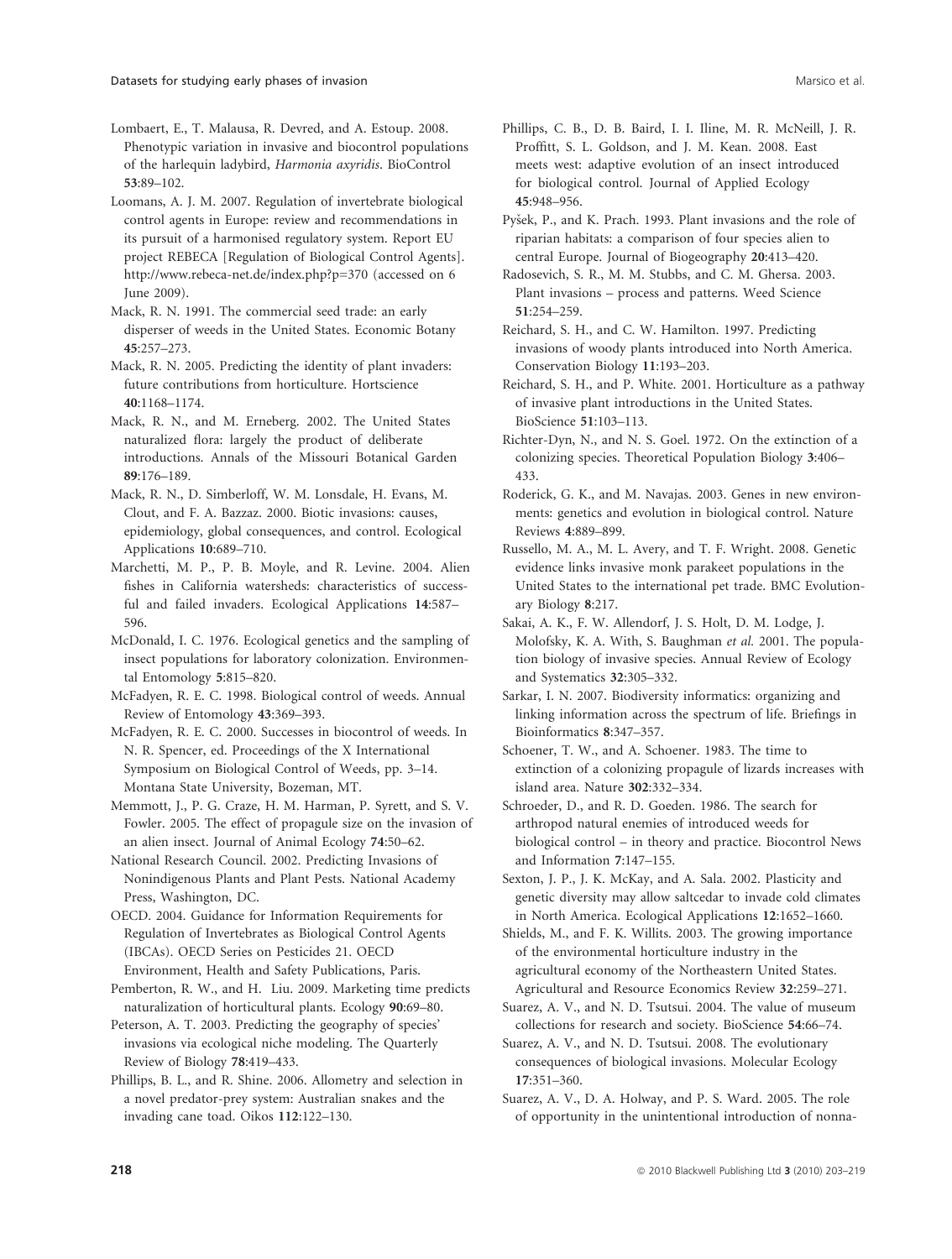Lombaert, E., T. Malausa, R. Devred, and A. Estoup. 2008. Phenotypic variation in invasive and biocontrol populations of the harlequin ladybird, *Harmonia axyridis*. BioControl **53**:89–102.

Loomans, A. J. M. 2007. Regulation of invertebrate biological control agents in Europe: review and recommendations in its pursuit of a harmonised regulatory system. Report EU project REBECA [Regulation of Biological Control Agents]. http://www.rebeca-net.de/index.php?p=370 (accessed on 6 June 2009).

Mack, R. N. 1991. The commercial seed trade: an early disperser of weeds in the United States. Economic Botany **45**:257–273.

Mack, R. N. 2005. Predicting the identity of plant invaders: future contributions from horticulture. Hortscience **40**:1168–1174.

Mack, R. N., and M. Erneberg. 2002. The United States naturalized flora: largely the product of deliberate introductions. Annals of the Missouri Botanical Garden **89**:176–189.

Mack, R. N., D. Simberloff, W. M. Lonsdale, H. Evans, M. Clout, and F. A. Bazzaz. 2000. Biotic invasions: causes, epidemiology, global consequences, and control. Ecological Applications **10**:689–710.

Marchetti, M. P., P. B. Moyle, and R. Levine. 2004. Alien fishes in California watersheds: characteristics of successful and failed invaders. Ecological Applications **14**:587–596.

McDonald, I. C. 1976. Ecological genetics and the sampling of insect populations for laboratory colonization. Environmental Entomology **5**:815–820.

McFadyen, R. E. C. 1998. Biological control of weeds. Annual Review of Entomology **43**:369–393.

McFadyen, R. E. C. 2000. Successes in biocontrol of weeds. In N. R. Spencer, ed. Proceedings of the X International Symposium on Biological Control of Weeds, pp. 3–14. Montana State University, Bozeman, MT.

Memmott, J., P. G. Craze, H. M. Harman, P. Syrett, and S. V. Fowler. 2005. The effect of propagule size on the invasion of an alien insect. Journal of Animal Ecology **74**:50–62.

National Research Council. 2002. Predicting Invasions of Nonindigenous Plants and Plant Pests. National Academy Press, Washington, DC.

OECD. 2004. Guidance for Information Requirements for Regulation of Invertebrates as Biological Control Agents (IBCAs). OECD Series on Pesticides 21. OECD Environment, Health and Safety Publications, Paris.

Pemberton, R. W., and H. Liu. 2009. Marketing time predicts naturalization of horticultural plants. Ecology **90**:69–80.

Peterson, A. T. 2003. Predicting the geography of species' invasions via ecological niche modeling. The Quarterly Review of Biology **78**:419–433.

Phillips, B. L., and R. Shine. 2006. Allometry and selection in a novel predator-prey system: Australian snakes and the invading cane toad. Oikos **112**:122–130.

Phillips, C. B., D. B. Baird, I. I. Iline, M. R. McNeill, J. R. Proffitt, S. L. Goldson, and J. M. Kean. 2008. East meets west: adaptive evolution of an insect introduced for biological control. Journal of Applied Ecology **45**:948–956.

Pyšek, P., and K. Prach. 1993. Plant invasions and the role of riparian habitats: a comparison of four species alien to central Europe. Journal of Biogeography **20**:413–420.

Radosevich, S. R., M. M. Stubbs, and C. M. Ghersa. 2003. Plant invasions – process and patterns. Weed Science **51**:254–259.

Reichard, S. H., and C. W. Hamilton. 1997. Predicting invasions of woody plants introduced into North America. Conservation Biology **11**:193–203.

Reichard, S. H., and P. White. 2001. Horticulture as a pathway of invasive plant introductions in the United States. BioScience **51**:103–113.

Richter-Dyn, N., and N. S. Goel. 1972. On the extinction of a colonizing species. Theoretical Population Biology **3**:406–433.

Roderick, G. K., and M. Navajas. 2003. Genes in new environments: genetics and evolution in biological control. Nature Reviews **4**:889–899.

Russello, M. A., M. L. Avery, and T. F. Wright. 2008. Genetic evidence links invasive monk parakeet populations in the United States to the international pet trade. BMC Evolutionary Biology **8**:217.

Sakai, A. K., F. W. Allendorf, J. S. Holt, D. M. Lodge, J. Molofsky, K. A. With, S. Baughman *et al.* 2001. The population biology of invasive species. Annual Review of Ecology and Systematics **32**:305–332.

Sarkar, I. N. 2007. Biodiversity informatics: organizing and linking information across the spectrum of life. Briefings in Bioinformatics **8**:347–357.

Schoener, T. W., and A. Schoener. 1983. The time to extinction of a colonizing propagule of lizards increases with island area. Nature **302**:332–334.

Schroeder, D., and R. D. Goeden. 1986. The search for arthropod natural enemies of introduced weeds for biological control – in theory and practice. Biocontrol News and Information **7**:147–155.

Sexton, J. P., J. K. McKay, and A. Sala. 2002. Plasticity and genetic diversity may allow saltcedar to invade cold climates in North America. Ecological Applications **12**:1652–1660.

Shields, M., and F. K. Willits. 2003. The growing importance of the environmental horticulture industry in the agricultural economy of the Northeastern United States. Agricultural and Resource Economics Review **32**:259–271.

Suarez, A. V., and N. D. Tsutsui. 2004. The value of museum collections for research and society. BioScience **54**:66–74.

Suarez, A. V., and N. D. Tsutsui. 2008. The evolutionary consequences of biological invasions. Molecular Ecology **17**:351–360.

Suarez, A. V., D. A. Holway, and P. S. Ward. 2005. The role of opportunity in the unintentional introduction of nonna-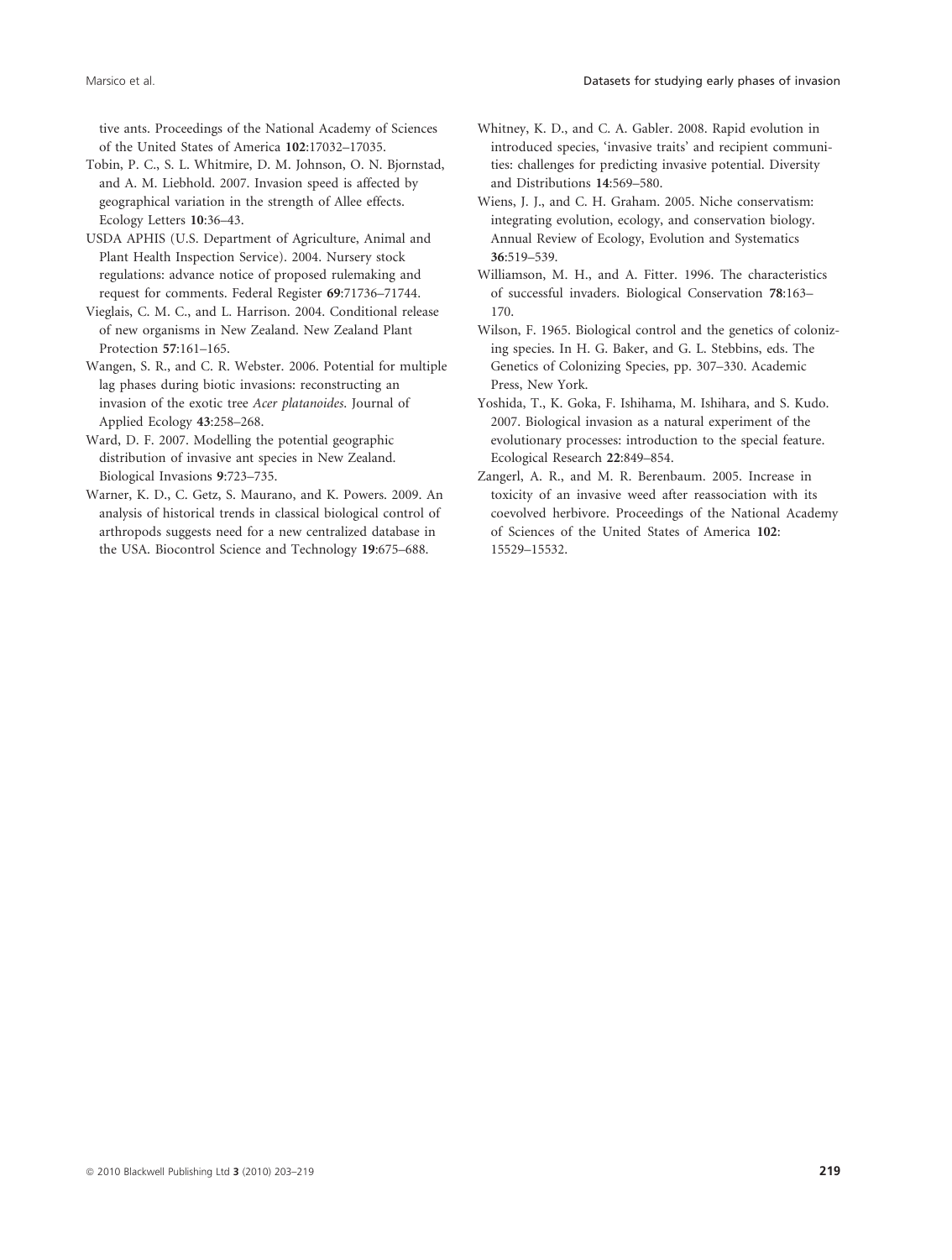tive ants. Proceedings of the National Academy of Sciences of the United States of America **102**:17032–17035.

Tobin, P. C., S. L. Whitmire, D. M. Johnson, O. N. Bjornstad, and A. M. Liebhold. 2007. Invasion speed is affected by geographical variation in the strength of Allee effects. Ecology Letters **10**:36–43.

USDA APHIS (U.S. Department of Agriculture, Animal and Plant Health Inspection Service). 2004. Nursery stock regulations: advance notice of proposed rulemaking and request for comments. Federal Register **69**:71736–71744.

Vieglais, C. M. C., and L. Harrison. 2004. Conditional release of new organisms in New Zealand. New Zealand Plant Protection **57**:161–165.

Wangen, S. R., and C. R. Webster. 2006. Potential for multiple lag phases during biotic invasions: reconstructing an invasion of the exotic tree *Acer platanoides*. Journal of Applied Ecology **43**:258–268.

Ward, D. F. 2007. Modelling the potential geographic distribution of invasive ant species in New Zealand. Biological Invasions **9**:723–735.

Warner, K. D., C. Getz, S. Maurano, and K. Powers. 2009. An analysis of historical trends in classical biological control of arthropods suggests need for a new centralized database in the USA. Biocontrol Science and Technology **19**:675–688.

Whitney, K. D., and C. A. Gabler. 2008. Rapid evolution in introduced species, 'invasive traits' and recipient communities: challenges for predicting invasive potential. Diversity and Distributions **14**:569–580.

Wiens, J. J., and C. H. Graham. 2005. Niche conservatism: integrating evolution, ecology, and conservation biology. Annual Review of Ecology, Evolution and Systematics **36**:519–539.

Williamson, M. H., and A. Fitter. 1996. The characteristics of successful invaders. Biological Conservation **78**:163–170.

Wilson, F. 1965. Biological control and the genetics of colonizing species. In H. G. Baker, and G. L. Stebbins, eds. The Genetics of Colonizing Species, pp. 307–330. Academic Press, New York.

Yoshida, T., K. Goka, F. Ishihama, M. Ishihara, and S. Kudo. 2007. Biological invasion as a natural experiment of the evolutionary processes: introduction to the special feature. Ecological Research **22**:849–854.

Zangerl, A. R., and M. R. Berenbaum. 2005. Increase in toxicity of an invasive weed after reassociation with its coevolved herbivore. Proceedings of the National Academy of Sciences of the United States of America **102**: 15529–15532.